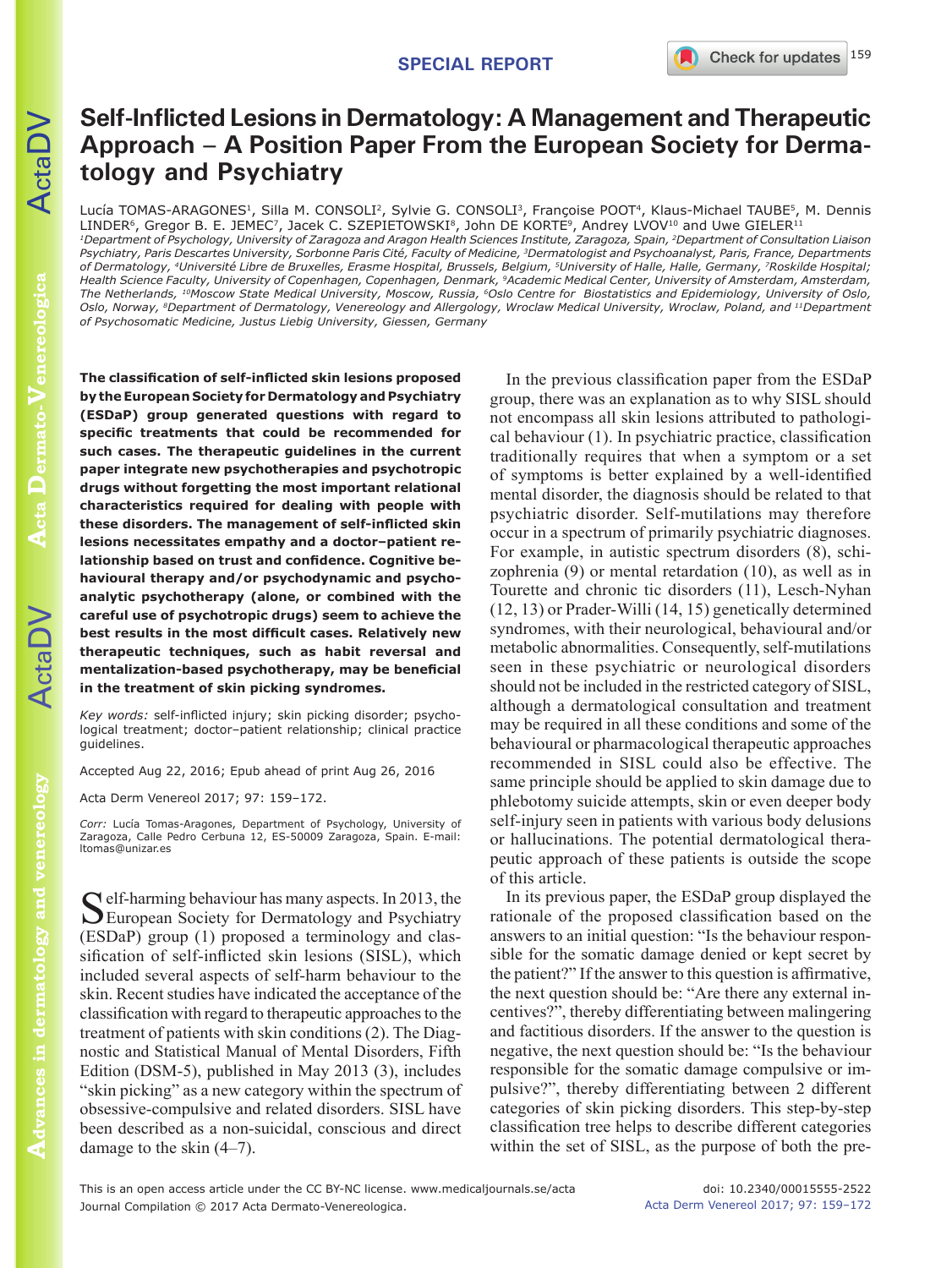SPECIAL REPORT

# Self-Inflicted Lesions in Dermatology: A Management and Therapeutic Approach – A Position Paper From the European Society for Dermatology and Psychiatry

Lucía TOMAS-ARAGONES[1], Silla M. CONSOLI[2], Sylvie G. CONSOLI[3], Françoise POOT[4], Klaus-Michael TAUBE[5], M. Dennis LINDER[6], Gregor B. E. JEMEC[7], Jacek C. SZEPIETOWSKI[8], John DE KORTE[9], Andrey LVOV[10] and Uwe GIELER[11]

*[1]Department of Psychology, University of Zaragoza and Aragon Health Sciences Institute, Zaragoza, Spain, [2]Department of Consultation Liaison Psychiatry, Paris Descartes University, Sorbonne Paris Cité, Faculty of Medicine, [3]Dermatologist and Psychoanalyst, Paris, France, Departments of Dermatology, [4]Université Libre de Bruxelles, Erasme Hospital, Brussels, Belgium, [5]University of Halle, Halle, Germany, [7]Roskilde Hospital; Health Science Faculty, University of Copenhagen, Copenhagen, Denmark, [9]Academic Medical Center, University of Amsterdam, Amsterdam, The Netherlands, [10]Moscow State Medical University, Moscow, Russia, [6]Oslo Centre for Biostatistics and Epidemiology, University of Oslo, Oslo, Norway, [8]Department of Dermatology, Venereology and Allergology, Wroclaw Medical University, Wroclaw, Poland, and [11]Department of Psychosomatic Medicine, Justus Liebig University, Giessen, Germany*

**The classification of self-inflicted skin lesions proposed by the European Society for Dermatology and Psychiatry (ESDaP) group generated questions with regard to specific treatments that could be recommended for such cases. The therapeutic guidelines in the current paper integrate new psychotherapies and psychotropic drugs without forgetting the most important relational characteristics required for dealing with people with these disorders. The management of self-inflicted skin lesions necessitates empathy and a doctor–patient relationship based on trust and confidence. Cognitive behavioural therapy and/or psychodynamic and psychoanalytic psychotherapy (alone, or combined with the careful use of psychotropic drugs) seem to achieve the best results in the most difficult cases. Relatively new therapeutic techniques, such as habit reversal and mentalization-based psychotherapy, may be beneficial in the treatment of skin picking syndromes.**

*Key words:* self-inflicted injury; skin picking disorder; psychological treatment; doctor–patient relationship; clinical practice guidelines.

Accepted Aug 22, 2016; Epub ahead of print Aug 26, 2016

Acta Derm Venereol 2017; 97: 159–172.

*Corr:* Lucía Tomas-Aragones, Department of Psychology, University of Zaragoza, Calle Pedro Cerbuna 12, ES-50009 Zaragoza, Spain. E-mail: ltomas@unizar.es

Self-harming behaviour has many aspects. In 2013, the European Society for Dermatology and Psychiatry (ESDaP) group (1) proposed a terminology and classification of self-inflicted skin lesions (SISL), which included several aspects of self-harm behaviour to the skin. Recent studies have indicated the acceptance of the classification with regard to therapeutic approaches to the treatment of patients with skin conditions (2). The Diagnostic and Statistical Manual of Mental Disorders, Fifth Edition (DSM-5), published in May 2013 (3), includes "skin picking" as a new category within the spectrum of obsessive-compulsive and related disorders. SISL have been described as a non-suicidal, conscious and direct damage to the skin (4–7).

In the previous classification paper from the ESDaP group, there was an explanation as to why SISL should not encompass all skin lesions attributed to pathological behaviour (1). In psychiatric practice, classification traditionally requires that when a symptom or a set of symptoms is better explained by a well-identified mental disorder, the diagnosis should be related to that psychiatric disorder. Self-mutilations may therefore occur in a spectrum of primarily psychiatric diagnoses. For example, in autistic spectrum disorders (8), schizophrenia (9) or mental retardation (10), as well as in Tourette and chronic tic disorders (11), Lesch-Nyhan (12, 13) or Prader-Willi (14, 15) genetically determined syndromes, with their neurological, behavioural and/or metabolic abnormalities. Consequently, self-mutilations seen in these psychiatric or neurological disorders should not be included in the restricted category of SISL, although a dermatological consultation and treatment may be required in all these conditions and some of the behavioural or pharmacological therapeutic approaches recommended in SISL could also be effective. The same principle should be applied to skin damage due to phlebotomy suicide attempts, skin or even deeper body self-injury seen in patients with various body delusions or hallucinations. The potential dermatological therapeutic approach of these patients is outside the scope of this article.

In its previous paper, the ESDaP group displayed the rationale of the proposed classification based on the answers to an initial question: "Is the behaviour responsible for the somatic damage denied or kept secret by the patient?" If the answer to this question is affirmative, the next question should be: "Are there any external incentives?", thereby differentiating between malingering and factitious disorders. If the answer to the question is negative, the next question should be: "Is the behaviour responsible for the somatic damage compulsive or impulsive?", thereby differentiating between 2 different categories of skin picking disorders. This step-by-step classification tree helps to describe different categories within the set of SISL, as the purpose of both the pre-

This is an open access article under the CC BY-NC license. www.medicaljournals.se/acta
Journal Compilation © 2017 Acta Dermato-Venereologica.

doi: 10.2340/00015555-2522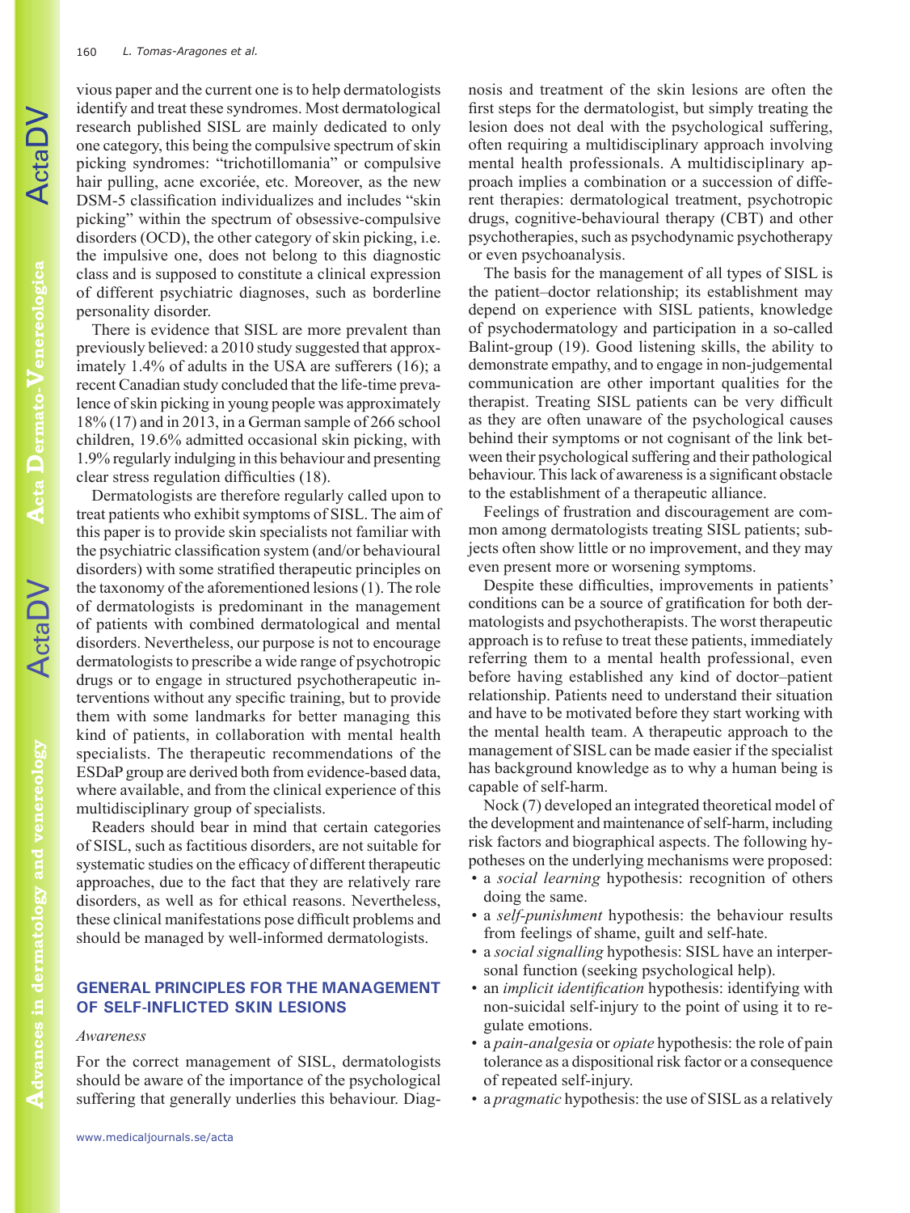vious paper and the current one is to help dermatologists identify and treat these syndromes. Most dermatological research published SISL are mainly dedicated to only one category, this being the compulsive spectrum of skin picking syndromes: "trichotillomania" or compulsive hair pulling, acne excoriée, etc. Moreover, as the new DSM-5 classification individualizes and includes "skin picking" within the spectrum of obsessive-compulsive disorders (OCD), the other category of skin picking, i.e. the impulsive one, does not belong to this diagnostic class and is supposed to constitute a clinical expression of different psychiatric diagnoses, such as borderline personality disorder.

There is evidence that SISL are more prevalent than previously believed: a 2010 study suggested that approximately 1.4% of adults in the USA are sufferers (16); a recent Canadian study concluded that the life-time prevalence of skin picking in young people was approximately 18% (17) and in 2013, in a German sample of 266 school children, 19.6% admitted occasional skin picking, with 1.9% regularly indulging in this behaviour and presenting clear stress regulation difficulties (18).

Dermatologists are therefore regularly called upon to treat patients who exhibit symptoms of SISL. The aim of this paper is to provide skin specialists not familiar with the psychiatric classification system (and/or behavioural disorders) with some stratified therapeutic principles on the taxonomy of the aforementioned lesions (1). The role of dermatologists is predominant in the management of patients with combined dermatological and mental disorders. Nevertheless, our purpose is not to encourage dermatologists to prescribe a wide range of psychotropic drugs or to engage in structured psychotherapeutic interventions without any specific training, but to provide them with some landmarks for better managing this kind of patients, in collaboration with mental health specialists. The therapeutic recommendations of the ESDaP group are derived both from evidence-based data, where available, and from the clinical experience of this multidisciplinary group of specialists.

Readers should bear in mind that certain categories of SISL, such as factitious disorders, are not suitable for systematic studies on the efficacy of different therapeutic approaches, due to the fact that they are relatively rare disorders, as well as for ethical reasons. Nevertheless, these clinical manifestations pose difficult problems and should be managed by well-informed dermatologists.

## GENERAL PRINCIPLES FOR THE MANAGEMENT OF SELF-INFLICTED SKIN LESIONS

*Awareness*

For the correct management of SISL, dermatologists should be aware of the importance of the psychological suffering that generally underlies this behaviour. Diagnosis and treatment of the skin lesions are often the first steps for the dermatologist, but simply treating the lesion does not deal with the psychological suffering, often requiring a multidisciplinary approach involving mental health professionals. A multidisciplinary approach implies a combination or a succession of different therapies: dermatological treatment, psychotropic drugs, cognitive-behavioural therapy (CBT) and other psychotherapies, such as psychodynamic psychotherapy or even psychoanalysis.

The basis for the management of all types of SISL is the patient–doctor relationship; its establishment may depend on experience with SISL patients, knowledge of psychodermatology and participation in a so-called Balint-group (19). Good listening skills, the ability to demonstrate empathy, and to engage in non-judgemental communication are other important qualities for the therapist. Treating SISL patients can be very difficult as they are often unaware of the psychological causes behind their symptoms or not cognisant of the link between their psychological suffering and their pathological behaviour. This lack of awareness is a significant obstacle to the establishment of a therapeutic alliance.

Feelings of frustration and discouragement are common among dermatologists treating SISL patients; subjects often show little or no improvement, and they may even present more or worsening symptoms.

Despite these difficulties, improvements in patients' conditions can be a source of gratification for both dermatologists and psychotherapists. The worst therapeutic approach is to refuse to treat these patients, immediately referring them to a mental health professional, even before having established any kind of doctor–patient relationship. Patients need to understand their situation and have to be motivated before they start working with the mental health team. A therapeutic approach to the management of SISL can be made easier if the specialist has background knowledge as to why a human being is capable of self-harm.

Nock (7) developed an integrated theoretical model of the development and maintenance of self-harm, including risk factors and biographical aspects. The following hypotheses on the underlying mechanisms were proposed:

- a *social learning* hypothesis: recognition of others doing the same.
- a *self-punishment* hypothesis: the behaviour results from feelings of shame, guilt and self-hate.
- a *social signalling* hypothesis: SISL have an interpersonal function (seeking psychological help).
- an *implicit identification* hypothesis: identifying with non-suicidal self-injury to the point of using it to regulate emotions.
- a *pain-analgesia* or *opiate* hypothesis: the role of pain tolerance as a dispositional risk factor or a consequence of repeated self-injury.
- a *pragmatic* hypothesis: the use of SISL as a relatively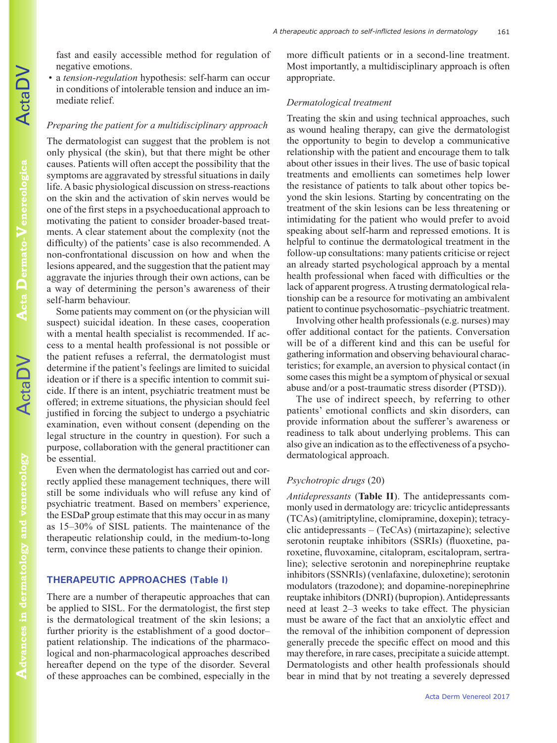fast and easily accessible method for regulation of negative emotions.

- a *tension-regulation* hypothesis: self-harm can occur in conditions of intolerable tension and induce an immediate relief.

### *Preparing the patient for a multidisciplinary approach*

The dermatologist can suggest that the problem is not only physical (the skin), but that there might be other causes. Patients will often accept the possibility that the symptoms are aggravated by stressful situations in daily life. A basic physiological discussion on stress-reactions on the skin and the activation of skin nerves would be one of the first steps in a psychoeducational approach to motivating the patient to consider broader-based treatments. A clear statement about the complexity (not the difficulty) of the patients' case is also recommended. A non-confrontational discussion on how and when the lesions appeared, and the suggestion that the patient may aggravate the injuries through their own actions, can be a way of determining the person's awareness of their self-harm behaviour.

Some patients may comment on (or the physician will suspect) suicidal ideation. In these cases, cooperation with a mental health specialist is recommended. If access to a mental health professional is not possible or the patient refuses a referral, the dermatologist must determine if the patient's feelings are limited to suicidal ideation or if there is a specific intention to commit suicide. If there is an intent, psychiatric treatment must be offered; in extreme situations, the physician should feel justified in forcing the subject to undergo a psychiatric examination, even without consent (depending on the legal structure in the country in question). For such a purpose, collaboration with the general practitioner can be essential.

Even when the dermatologist has carried out and correctly applied these management techniques, there will still be some individuals who will refuse any kind of psychiatric treatment. Based on members' experience, the ESDaP group estimate that this may occur in as many as 15–30% of SISL patients. The maintenance of the therapeutic relationship could, in the medium-to-long term, convince these patients to change their opinion.

## THERAPEUTIC APPROACHES (Table I)

There are a number of therapeutic approaches that can be applied to SISL. For the dermatologist, the first step is the dermatological treatment of the skin lesions; a further priority is the establishment of a good doctor–patient relationship. The indications of the pharmacological and non-pharmacological approaches described hereafter depend on the type of the disorder. Several of these approaches can be combined, especially in the more difficult patients or in a second-line treatment. Most importantly, a multidisciplinary approach is often appropriate.

### *Dermatological treatment*

Treating the skin and using technical approaches, such as wound healing therapy, can give the dermatologist the opportunity to begin to develop a communicative relationship with the patient and encourage them to talk about other issues in their lives. The use of basic topical treatments and emollients can sometimes help lower the resistance of patients to talk about other topics beyond the skin lesions. Starting by concentrating on the treatment of the skin lesions can be less threatening or intimidating for the patient who would prefer to avoid speaking about self-harm and repressed emotions. It is helpful to continue the dermatological treatment in the follow-up consultations: many patients criticise or reject an already started psychological approach by a mental health professional when faced with difficulties or the lack of apparent progress. A trusting dermatological relationship can be a resource for motivating an ambivalent patient to continue psychosomatic–psychiatric treatment.

Involving other health professionals (e.g. nurses) may offer additional contact for the patients. Conversation will be of a different kind and this can be useful for gathering information and observing behavioural characteristics; for example, an aversion to physical contact (in some cases this might be a symptom of physical or sexual abuse and/or a post-traumatic stress disorder (PTSD)).

The use of indirect speech, by referring to other patients' emotional conflicts and skin disorders, can provide information about the sufferer's awareness or readiness to talk about underlying problems. This can also give an indication as to the effectiveness of a psychodermatological approach.

### *Psychotropic drugs* (20)

*Antidepressants* (**Table II**). The antidepressants commonly used in dermatology are: tricyclic antidepressants (TCAs) (amitriptyline, clomipramine, doxepin); tetracyclic antidepressants – (TeCAs) (mirtazapine); selective serotonin reuptake inhibitors (SSRIs) (fluoxetine, paroxetine, fluvoxamine, citalopram, escitalopram, sertraline); selective serotonin and norepinephrine reuptake inhibitors (SSNRIs) (venlafaxine, duloxetine); serotonin modulators (trazodone); and dopamine-norepinephrine reuptake inhibitors (DNRI) (bupropion). Antidepressants need at least 2–3 weeks to take effect. The physician must be aware of the fact that an anxiolytic effect and the removal of the inhibition component of depression generally precede the specific effect on mood and this may therefore, in rare cases, precipitate a suicide attempt. Dermatologists and other health professionals should bear in mind that by not treating a severely depressed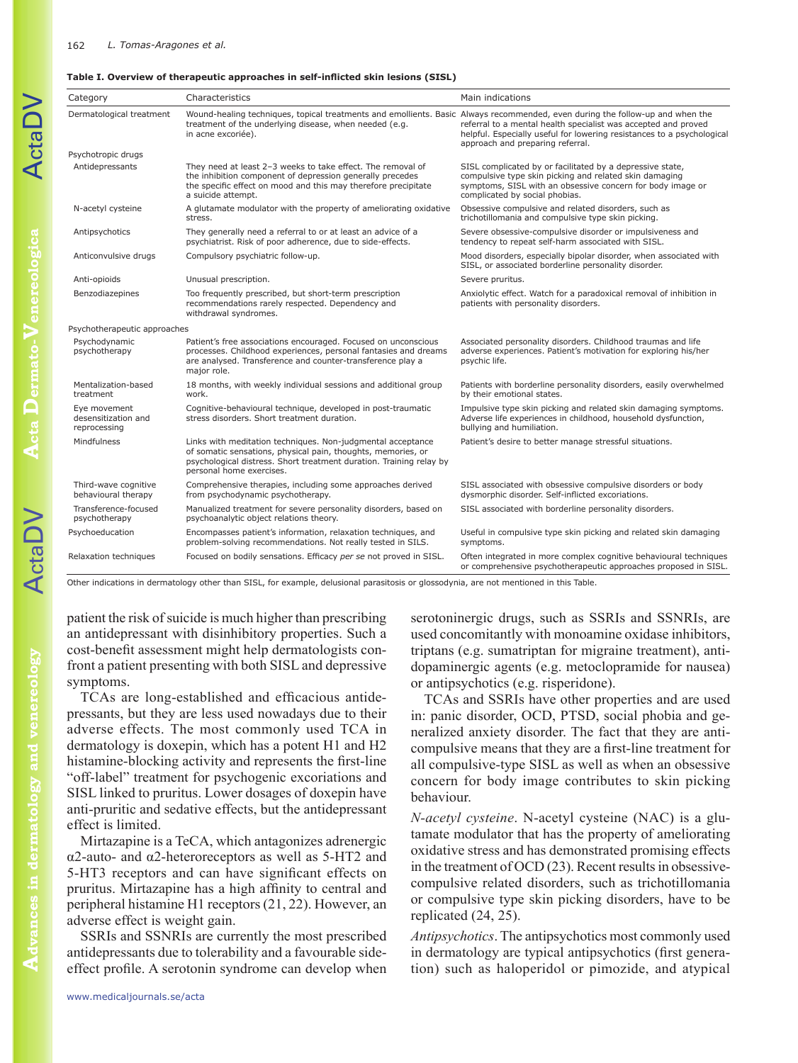**Table I. Overview of therapeutic approaches in self-inflicted skin lesions (SISL)**

| Category | Characteristics | Main indications |
|---|---|---|
| Dermatological treatment | Wound-healing techniques, topical treatments and emollients. Basic treatment of the underlying disease, when needed (e.g. in acne excoriée). | Always recommended, even during the follow-up and when the referral to a mental health specialist was accepted and proved helpful. Especially useful for lowering resistances to a psychological approach and preparing referral. |
| Psychotropic drugs | | |
| Antidepressants | They need at least 2–3 weeks to take effect. The removal of the inhibition component of depression generally precedes the specific effect on mood and this may therefore precipitate a suicide attempt. | SISL complicated by or facilitated by a depressive state, compulsive type skin picking and related skin damaging symptoms, SISL with an obsessive concern for body image or complicated by social phobias. |
| N-acetyl cysteine | A glutamate modulator with the property of ameliorating oxidative stress. | Obsessive compulsive and related disorders, such as trichotillomania and compulsive type skin picking. |
| Antipsychotics | They generally need a referral to or at least an advice of a psychiatrist. Risk of poor adherence, due to side-effects. | Severe obsessive-compulsive disorder or impulsiveness and tendency to repeat self-harm associated with SISL. |
| Anticonvulsive drugs | Compulsory psychiatric follow-up. | Mood disorders, especially bipolar disorder, when associated with SISL, or associated borderline personality disorder. |
| Anti-opioids | Unusual prescription. | Severe pruritus. |
| Benzodiazepines | Too frequently prescribed, but short-term prescription recommendations rarely respected. Dependency and withdrawal syndromes. | Anxiolytic effect. Watch for a paradoxical removal of inhibition in patients with personality disorders. |
| Psychotherapeutic approaches | | |
| Psychodynamic psychotherapy | Patient's free associations encouraged. Focused on unconscious processes. Childhood experiences, personal fantasies and dreams are analysed. Transference and counter-transference play a major role. | Associated personality disorders. Childhood traumas and life adverse experiences. Patient's motivation for exploring his/her psychic life. |
| Mentalization-based treatment | 18 months, with weekly individual sessions and additional group work. | Patients with borderline personality disorders, easily overwhelmed by their emotional states. |
| Eye movement desensitization and reprocessing | Cognitive-behavioural technique, developed in post-traumatic stress disorder. Short treatment duration. | Impulsive type skin picking and related skin damaging symptoms. Adverse life experiences in childhood, household dysfunction, bullying and humiliation. |
| Mindfulness | Links with meditation techniques. Non-judgmental acceptance of somatic sensations, physical pain, thoughts, memories, or psychological distress. Short treatment duration. Training relay by personal home exercises. | Patient's desire to better manage stressful situations. |
| Third-wave cognitive behavioural therapy | Comprehensive therapies, including some approaches derived from psychodynamic psychotherapy. | SISL associated with obsessive compulsive disorders or body dysmorphic disorder. Self-inflicted excoriations. |
| Transference-focused psychotherapy | Manualized treatment for severe personality disorders, based on psychoanalytic object relations theory. | SISL associated with borderline personality disorders. |
| Psychoeducation | Encompasses patient's information, relaxation techniques, and problem-solving recommendations. Not really tested in SILS. | Useful in compulsive type skin picking and related skin damaging symptoms. |
| Relaxation techniques | Focused on bodily sensations. Efficacy *per se* not proved in SISL. | Often integrated in more complex cognitive behavioural techniques or comprehensive psychotherapeutic approaches proposed in SISL. |

Other indications in dermatology other than SISL, for example, delusional parasitosis or glossodynia, are not mentioned in this Table.

patient the risk of suicide is much higher than prescribing an antidepressant with disinhibitory properties. Such a cost-benefit assessment might help dermatologists confront a patient presenting with both SISL and depressive symptoms.

TCAs are long-established and efficacious antidepressants, but they are less used nowadays due to their adverse effects. The most commonly used TCA in dermatology is doxepin, which has a potent H1 and H2 histamine-blocking activity and represents the first-line "off-label" treatment for psychogenic excoriations and SISL linked to pruritus. Lower dosages of doxepin have anti-pruritic and sedative effects, but the antidepressant effect is limited.

Mirtazapine is a TeCA, which antagonizes adrenergic α2-auto- and α2-heteroreceptors as well as 5-HT2 and 5-HT3 receptors and can have significant effects on pruritus. Mirtazapine has a high affinity to central and peripheral histamine H1 receptors (21, 22). However, an adverse effect is weight gain.

SSRIs and SSNRIs are currently the most prescribed antidepressants due to tolerability and a favourable side-effect profile. A serotonin syndrome can develop when serotoninergic drugs, such as SSRIs and SSNRIs, are used concomitantly with monoamine oxidase inhibitors, triptans (e.g. sumatriptan for migraine treatment), anti-dopaminergic agents (e.g. metoclopramide for nausea) or antipsychotics (e.g. risperidone).

TCAs and SSRIs have other properties and are used in: panic disorder, OCD, PTSD, social phobia and generalized anxiety disorder. The fact that they are anti-compulsive means that they are a first-line treatment for all compulsive-type SISL as well as when an obsessive concern for body image contributes to skin picking behaviour.

*N-acetyl cysteine*. N-acetyl cysteine (NAC) is a glutamate modulator that has the property of ameliorating oxidative stress and has demonstrated promising effects in the treatment of OCD (23). Recent results in obsessive-compulsive related disorders, such as trichotillomania or compulsive type skin picking disorders, have to be replicated (24, 25).

*Antipsychotics*. The antipsychotics most commonly used in dermatology are typical antipsychotics (first generation) such as haloperidol or pimozide, and atypical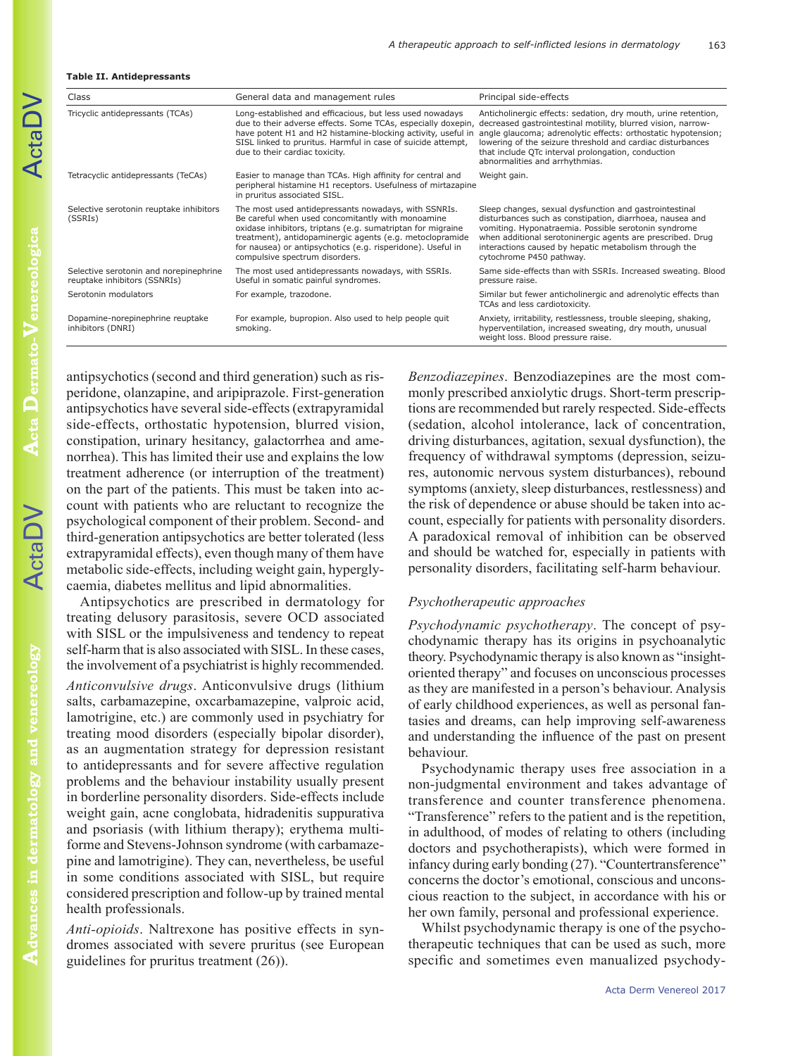**Table II. Antidepressants**

| Class | General data and management rules | Principal side-effects |
|---|---|---|
| Tricyclic antidepressants (TCAs) | Long-established and efficacious, but less used nowadays due to their adverse effects. Some TCAs, especially doxepin, have potent H1 and H2 histamine-blocking activity, useful in SISL linked to pruritus. Harmful in case of suicide attempt, due to their cardiac toxicity. | Anticholinergic effects: sedation, dry mouth, urine retention, decreased gastrointestinal motility, blurred vision, narrow-angle glaucoma; adrenolytic effects: orthostatic hypotension; lowering of the seizure threshold and cardiac disturbances that include QTc interval prolongation, conduction abnormalities and arrhythmias. |
| Tetracyclic antidepressants (TeCAs) | Easier to manage than TCAs. High affinity for central and peripheral histamine H1 receptors. Usefulness of mirtazapine in pruritus associated SISL. | Weight gain. |
| Selective serotonin reuptake inhibitors (SSRIs) | The most used antidepressants nowadays, with SSNRIs. Be careful when used concomitantly with monoamine oxidase inhibitors, triptans (e.g. sumatriptan for migraine treatment), antidopaminergic agents (e.g. metoclopramide for nausea) or antipsychotics (e.g. risperidone). Useful in compulsive spectrum disorders. | Sleep changes, sexual dysfunction and gastrointestinal disturbances such as constipation, diarrhoea, nausea and vomiting. Hyponatraemia. Possible serotonin syndrome when additional serotoninergic agents are prescribed. Drug interactions caused by hepatic metabolism through the cytochrome P450 pathway. |
| Selective serotonin and norepinephrine reuptake inhibitors (SSNRIs) | The most used antidepressants nowadays, with SSRIs. Useful in somatic painful syndromes. | Same side-effects than with SSRIs. Increased sweating. Blood pressure raise. |
| Serotonin modulators | For example, trazodone. | Similar but fewer anticholinergic and adrenolytic effects than TCAs and less cardiotoxicity. |
| Dopamine-norepinephrine reuptake inhibitors (DNRI) | For example, bupropion. Also used to help people quit smoking. | Anxiety, irritability, restlessness, trouble sleeping, shaking, hyperventilation, increased sweating, dry mouth, unusual weight loss. Blood pressure raise. |

antipsychotics (second and third generation) such as risperidone, olanzapine, and aripiprazole. First-generation antipsychotics have several side-effects (extrapyramidal side-effects, orthostatic hypotension, blurred vision, constipation, urinary hesitancy, galactorrhea and amenorrhea). This has limited their use and explains the low treatment adherence (or interruption of the treatment) on the part of the patients. This must be taken into account with patients who are reluctant to recognize the psychological component of their problem. Second- and third-generation antipsychotics are better tolerated (less extrapyramidal effects), even though many of them have metabolic side-effects, including weight gain, hyperglycaemia, diabetes mellitus and lipid abnormalities.

Antipsychotics are prescribed in dermatology for treating delusory parasitosis, severe OCD associated with SISL or the impulsiveness and tendency to repeat self-harm that is also associated with SISL. In these cases, the involvement of a psychiatrist is highly recommended.

*Anticonvulsive drugs*. Anticonvulsive drugs (lithium salts, carbamazepine, oxcarbamazepine, valproic acid, lamotrigine, etc.) are commonly used in psychiatry for treating mood disorders (especially bipolar disorder), as an augmentation strategy for depression resistant to antidepressants and for severe affective regulation problems and the behaviour instability usually present in borderline personality disorders. Side-effects include weight gain, acne conglobata, hidradenitis suppurativa and psoriasis (with lithium therapy); erythema multiforme and Stevens-Johnson syndrome (with carbamazepine and lamotrigine). They can, nevertheless, be useful in some conditions associated with SISL, but require considered prescription and follow-up by trained mental health professionals.

*Anti-opioids*. Naltrexone has positive effects in syndromes associated with severe pruritus (see European guidelines for pruritus treatment (26)).

*Benzodiazepines*. Benzodiazepines are the most commonly prescribed anxiolytic drugs. Short-term prescriptions are recommended but rarely respected. Side-effects (sedation, alcohol intolerance, lack of concentration, driving disturbances, agitation, sexual dysfunction), the frequency of withdrawal symptoms (depression, seizures, autonomic nervous system disturbances), rebound symptoms (anxiety, sleep disturbances, restlessness) and the risk of dependence or abuse should be taken into account, especially for patients with personality disorders. A paradoxical removal of inhibition can be observed and should be watched for, especially in patients with personality disorders, facilitating self-harm behaviour.

### Psychotherapeutic approaches

*Psychodynamic psychotherapy*. The concept of psychodynamic therapy has its origins in psychoanalytic theory. Psychodynamic therapy is also known as "insight-oriented therapy" and focuses on unconscious processes as they are manifested in a person's behaviour. Analysis of early childhood experiences, as well as personal fantasies and dreams, can help improving self-awareness and understanding the influence of the past on present behaviour.

Psychodynamic therapy uses free association in a non-judgmental environment and takes advantage of transference and counter transference phenomena. "Transference" refers to the patient and is the repetition, in adulthood, of modes of relating to others (including doctors and psychotherapists), which were formed in infancy during early bonding (27). "Countertransference" concerns the doctor's emotional, conscious and unconscious reaction to the subject, in accordance with his or her own family, personal and professional experience.

Whilst psychodynamic therapy is one of the psychotherapeutic techniques that can be used as such, more specific and sometimes even manualized psychody-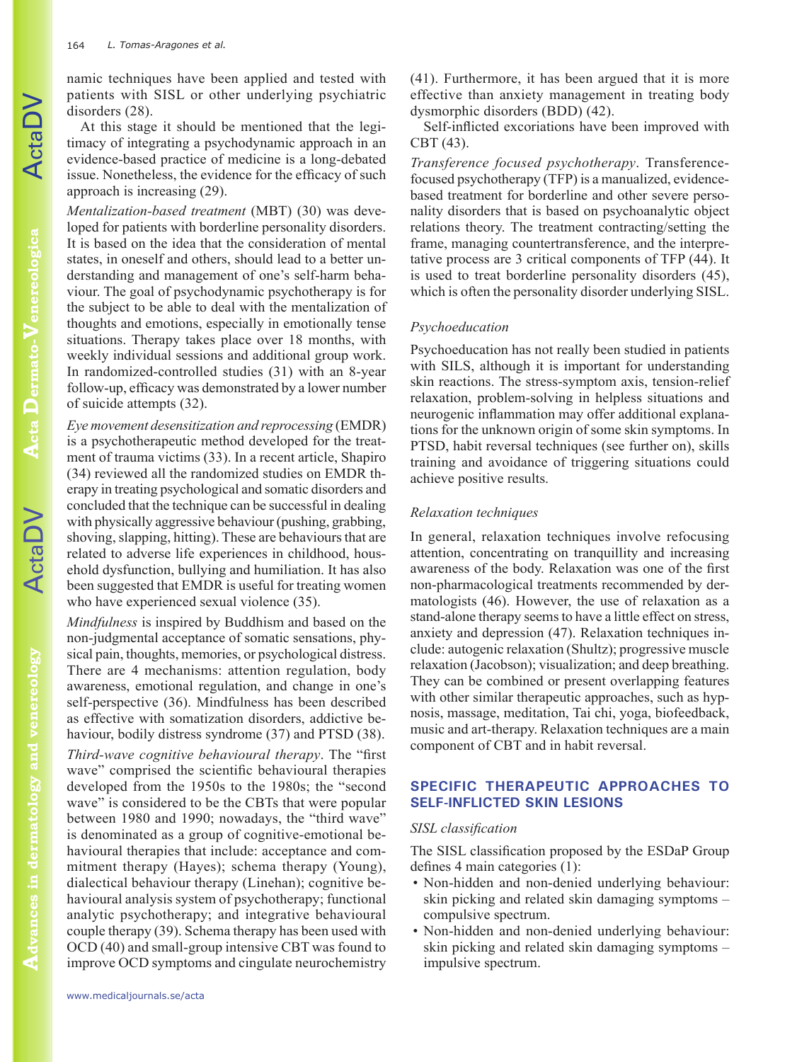namic techniques have been applied and tested with patients with SISL or other underlying psychiatric disorders (28).

At this stage it should be mentioned that the legitimacy of integrating a psychodynamic approach in an evidence-based practice of medicine is a long-debated issue. Nonetheless, the evidence for the efficacy of such approach is increasing (29).

*Mentalization-based treatment* (MBT) (30) was developed for patients with borderline personality disorders. It is based on the idea that the consideration of mental states, in oneself and others, should lead to a better understanding and management of one's self-harm behaviour. The goal of psychodynamic psychotherapy is for the subject to be able to deal with the mentalization of thoughts and emotions, especially in emotionally tense situations. Therapy takes place over 18 months, with weekly individual sessions and additional group work. In randomized-controlled studies (31) with an 8-year follow-up, efficacy was demonstrated by a lower number of suicide attempts (32).

*Eye movement desensitization and reprocessing* (EMDR) is a psychotherapeutic method developed for the treatment of trauma victims (33). In a recent article, Shapiro (34) reviewed all the randomized studies on EMDR therapy in treating psychological and somatic disorders and concluded that the technique can be successful in dealing with physically aggressive behaviour (pushing, grabbing, shoving, slapping, hitting). These are behaviours that are related to adverse life experiences in childhood, household dysfunction, bullying and humiliation. It has also been suggested that EMDR is useful for treating women who have experienced sexual violence (35).

*Mindfulness* is inspired by Buddhism and based on the non-judgmental acceptance of somatic sensations, physical pain, thoughts, memories, or psychological distress. There are 4 mechanisms: attention regulation, body awareness, emotional regulation, and change in one's self-perspective (36). Mindfulness has been described as effective with somatization disorders, addictive behaviour, bodily distress syndrome (37) and PTSD (38).

*Third-wave cognitive behavioural therapy*. The "first wave" comprised the scientific behavioural therapies developed from the 1950s to the 1980s; the "second wave" is considered to be the CBTs that were popular between 1980 and 1990; nowadays, the "third wave" is denominated as a group of cognitive-emotional behavioural therapies that include: acceptance and commitment therapy (Hayes); schema therapy (Young), dialectical behaviour therapy (Linehan); cognitive behavioural analysis system of psychotherapy; functional analytic psychotherapy; and integrative behavioural couple therapy (39). Schema therapy has been used with OCD (40) and small-group intensive CBT was found to improve OCD symptoms and cingulate neurochemistry (41). Furthermore, it has been argued that it is more effective than anxiety management in treating body dysmorphic disorders (BDD) (42).

Self-inflicted excoriations have been improved with CBT (43).

*Transference focused psychotherapy*. Transference-focused psychotherapy (TFP) is a manualized, evidence-based treatment for borderline and other severe personality disorders that is based on psychoanalytic object relations theory. The treatment contracting/setting the frame, managing countertransference, and the interpretative process are 3 critical components of TFP (44). It is used to treat borderline personality disorders (45), which is often the personality disorder underlying SISL.

### *Psychoeducation*

Psychoeducation has not really been studied in patients with SILS, although it is important for understanding skin reactions. The stress-symptom axis, tension-relief relaxation, problem-solving in helpless situations and neurogenic inflammation may offer additional explanations for the unknown origin of some skin symptoms. In PTSD, habit reversal techniques (see further on), skills training and avoidance of triggering situations could achieve positive results.

### *Relaxation techniques*

In general, relaxation techniques involve refocusing attention, concentrating on tranquillity and increasing awareness of the body. Relaxation was one of the first non-pharmacological treatments recommended by dermatologists (46). However, the use of relaxation as a stand-alone therapy seems to have a little effect on stress, anxiety and depression (47). Relaxation techniques include: autogenic relaxation (Shultz); progressive muscle relaxation (Jacobson); visualization; and deep breathing. They can be combined or present overlapping features with other similar therapeutic approaches, such as hypnosis, massage, meditation, Tai chi, yoga, biofeedback, music and art-therapy. Relaxation techniques are a main component of CBT and in habit reversal.

## SPECIFIC THERAPEUTIC APPROACHES TO SELF-INFLICTED SKIN LESIONS

### *SISL classification*

The SISL classification proposed by the ESDaP Group defines 4 main categories (1):

- Non-hidden and non-denied underlying behaviour: skin picking and related skin damaging symptoms – compulsive spectrum.
- Non-hidden and non-denied underlying behaviour: skin picking and related skin damaging symptoms – impulsive spectrum.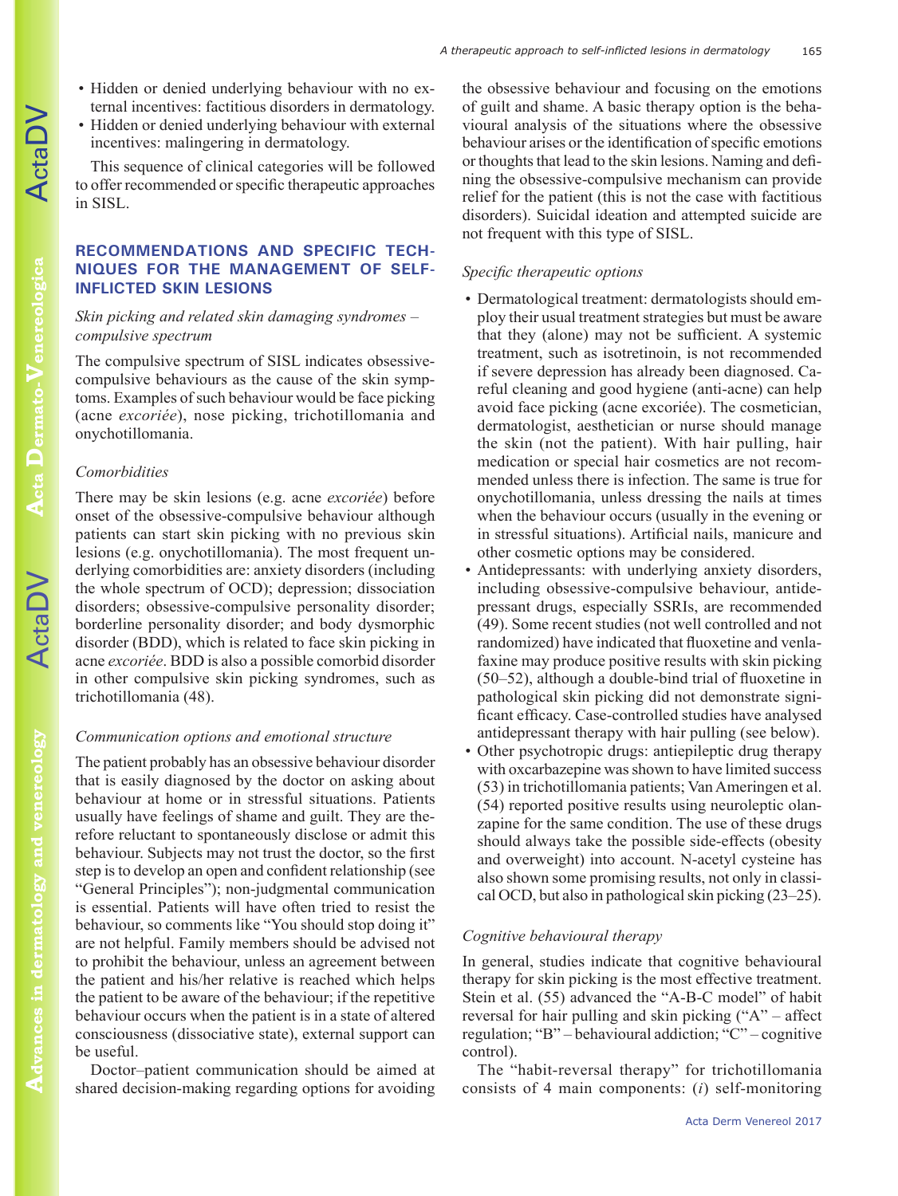- Hidden or denied underlying behaviour with no external incentives: factitious disorders in dermatology.
- Hidden or denied underlying behaviour with external incentives: malingering in dermatology.

This sequence of clinical categories will be followed to offer recommended or specific therapeutic approaches in SISL.

## RECOMMENDATIONS AND SPECIFIC TECHNIQUES FOR THE MANAGEMENT OF SELF-INFLICTED SKIN LESIONS

### *Skin picking and related skin damaging syndromes – compulsive spectrum*

The compulsive spectrum of SISL indicates obsessive-compulsive behaviours as the cause of the skin symptoms. Examples of such behaviour would be face picking (acne *excoriée*), nose picking, trichotillomania and onychotillomania.

#### *Comorbidities*

There may be skin lesions (e.g. acne *excoriée*) before onset of the obsessive-compulsive behaviour although patients can start skin picking with no previous skin lesions (e.g. onychotillomania). The most frequent underlying comorbidities are: anxiety disorders (including the whole spectrum of OCD); depression; dissociation disorders; obsessive-compulsive personality disorder; borderline personality disorder; and body dysmorphic disorder (BDD), which is related to face skin picking in acne *excoriée*. BDD is also a possible comorbid disorder in other compulsive skin picking syndromes, such as trichotillomania (48).

#### *Communication options and emotional structure*

The patient probably has an obsessive behaviour disorder that is easily diagnosed by the doctor on asking about behaviour at home or in stressful situations. Patients usually have feelings of shame and guilt. They are therefore reluctant to spontaneously disclose or admit this behaviour. Subjects may not trust the doctor, so the first step is to develop an open and confident relationship (see "General Principles"); non-judgmental communication is essential. Patients will have often tried to resist the behaviour, so comments like "You should stop doing it" are not helpful. Family members should be advised not to prohibit the behaviour, unless an agreement between the patient and his/her relative is reached which helps the patient to be aware of the behaviour; if the repetitive behaviour occurs when the patient is in a state of altered consciousness (dissociative state), external support can be useful.

Doctor–patient communication should be aimed at shared decision-making regarding options for avoiding the obsessive behaviour and focusing on the emotions of guilt and shame. A basic therapy option is the behavioural analysis of the situations where the obsessive behaviour arises or the identification of specific emotions or thoughts that lead to the skin lesions. Naming and defining the obsessive-compulsive mechanism can provide relief for the patient (this is not the case with factitious disorders). Suicidal ideation and attempted suicide are not frequent with this type of SISL.

#### *Specific therapeutic options*

- Dermatological treatment: dermatologists should employ their usual treatment strategies but must be aware that they (alone) may not be sufficient. A systemic treatment, such as isotretinoin, is not recommended if severe depression has already been diagnosed. Careful cleaning and good hygiene (anti-acne) can help avoid face picking (acne excoriée). The cosmetician, dermatologist, aesthetician or nurse should manage the skin (not the patient). With hair pulling, hair medication or special hair cosmetics are not recommended unless there is infection. The same is true for onychotillomania, unless dressing the nails at times when the behaviour occurs (usually in the evening or in stressful situations). Artificial nails, manicure and other cosmetic options may be considered.
- Antidepressants: with underlying anxiety disorders, including obsessive-compulsive behaviour, antidepressant drugs, especially SSRIs, are recommended (49). Some recent studies (not well controlled and not randomized) have indicated that fluoxetine and venlafaxine may produce positive results with skin picking (50–52), although a double-bind trial of fluoxetine in pathological skin picking did not demonstrate significant efficacy. Case-controlled studies have analysed antidepressant therapy with hair pulling (see below).
- Other psychotropic drugs: antiepileptic drug therapy with oxcarbazepine was shown to have limited success (53) in trichotillomania patients; Van Ameringen et al. (54) reported positive results using neuroleptic olanzapine for the same condition. The use of these drugs should always take the possible side-effects (obesity and overweight) into account. N-acetyl cysteine has also shown some promising results, not only in classical OCD, but also in pathological skin picking (23–25).

#### *Cognitive behavioural therapy*

In general, studies indicate that cognitive behavioural therapy for skin picking is the most effective treatment. Stein et al. (55) advanced the "A-B-C model" of habit reversal for hair pulling and skin picking ("A" – affect regulation; "B" – behavioural addiction; "C" – cognitive control).

The "habit-reversal therapy" for trichotillomania consists of 4 main components: (*i*) self-monitoring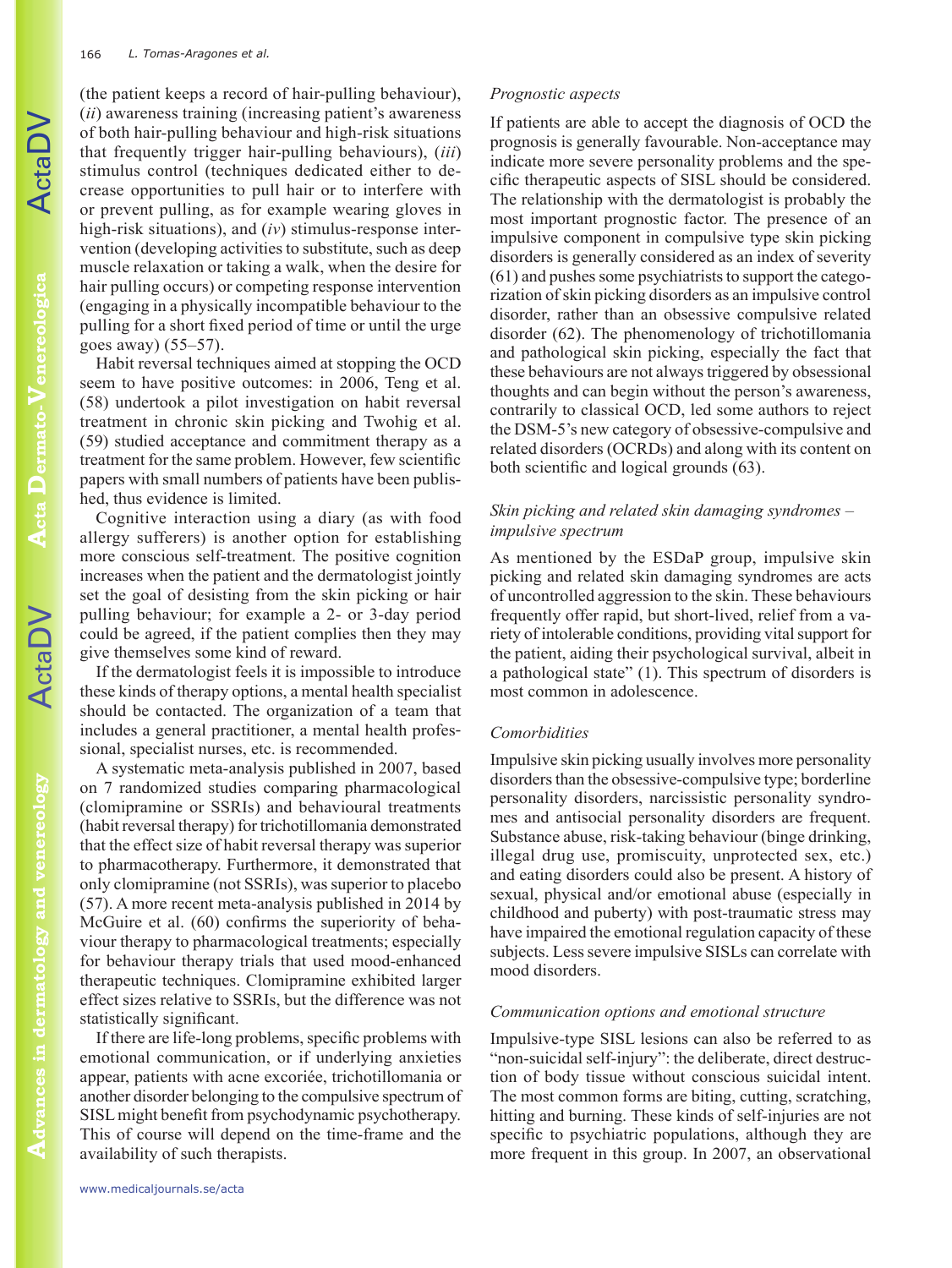(the patient keeps a record of hair-pulling behaviour), (*ii*) awareness training (increasing patient's awareness of both hair-pulling behaviour and high-risk situations that frequently trigger hair-pulling behaviours), (*iii*) stimulus control (techniques dedicated either to decrease opportunities to pull hair or to interfere with or prevent pulling, as for example wearing gloves in high-risk situations), and (*iv*) stimulus-response intervention (developing activities to substitute, such as deep muscle relaxation or taking a walk, when the desire for hair pulling occurs) or competing response intervention (engaging in a physically incompatible behaviour to the pulling for a short fixed period of time or until the urge goes away) (55–57).

Habit reversal techniques aimed at stopping the OCD seem to have positive outcomes: in 2006, Teng et al. (58) undertook a pilot investigation on habit reversal treatment in chronic skin picking and Twohig et al. (59) studied acceptance and commitment therapy as a treatment for the same problem. However, few scientific papers with small numbers of patients have been published, thus evidence is limited.

Cognitive interaction using a diary (as with food allergy sufferers) is another option for establishing more conscious self-treatment. The positive cognition increases when the patient and the dermatologist jointly set the goal of desisting from the skin picking or hair pulling behaviour; for example a 2- or 3-day period could be agreed, if the patient complies then they may give themselves some kind of reward.

If the dermatologist feels it is impossible to introduce these kinds of therapy options, a mental health specialist should be contacted. The organization of a team that includes a general practitioner, a mental health professional, specialist nurses, etc. is recommended.

A systematic meta-analysis published in 2007, based on 7 randomized studies comparing pharmacological (clomipramine or SSRIs) and behavioural treatments (habit reversal therapy) for trichotillomania demonstrated that the effect size of habit reversal therapy was superior to pharmacotherapy. Furthermore, it demonstrated that only clomipramine (not SSRIs), was superior to placebo (57). A more recent meta-analysis published in 2014 by McGuire et al. (60) confirms the superiority of behaviour therapy to pharmacological treatments; especially for behaviour therapy trials that used mood-enhanced therapeutic techniques. Clomipramine exhibited larger effect sizes relative to SSRIs, but the difference was not statistically significant.

If there are life-long problems, specific problems with emotional communication, or if underlying anxieties appear, patients with acne excoriée, trichotillomania or another disorder belonging to the compulsive spectrum of SISL might benefit from psychodynamic psychotherapy. This of course will depend on the time-frame and the availability of such therapists.

### *Prognostic aspects*

If patients are able to accept the diagnosis of OCD the prognosis is generally favourable. Non-acceptance may indicate more severe personality problems and the specific therapeutic aspects of SISL should be considered. The relationship with the dermatologist is probably the most important prognostic factor. The presence of an impulsive component in compulsive type skin picking disorders is generally considered as an index of severity (61) and pushes some psychiatrists to support the categorization of skin picking disorders as an impulsive control disorder, rather than an obsessive compulsive related disorder (62). The phenomenology of trichotillomania and pathological skin picking, especially the fact that these behaviours are not always triggered by obsessional thoughts and can begin without the person's awareness, contrarily to classical OCD, led some authors to reject the DSM-5's new category of obsessive-compulsive and related disorders (OCRDs) and along with its content on both scientific and logical grounds (63).

### *Skin picking and related skin damaging syndromes – impulsive spectrum*

As mentioned by the ESDaP group, impulsive skin picking and related skin damaging syndromes are acts of uncontrolled aggression to the skin. These behaviours frequently offer rapid, but short-lived, relief from a variety of intolerable conditions, providing vital support for the patient, aiding their psychological survival, albeit in a pathological state" (1). This spectrum of disorders is most common in adolescence.

### *Comorbidities*

Impulsive skin picking usually involves more personality disorders than the obsessive-compulsive type; borderline personality disorders, narcissistic personality syndromes and antisocial personality disorders are frequent. Substance abuse, risk-taking behaviour (binge drinking, illegal drug use, promiscuity, unprotected sex, etc.) and eating disorders could also be present. A history of sexual, physical and/or emotional abuse (especially in childhood and puberty) with post-traumatic stress may have impaired the emotional regulation capacity of these subjects. Less severe impulsive SISLs can correlate with mood disorders.

### *Communication options and emotional structure*

Impulsive-type SISL lesions can also be referred to as "non-suicidal self-injury": the deliberate, direct destruction of body tissue without conscious suicidal intent. The most common forms are biting, cutting, scratching, hitting and burning. These kinds of self-injuries are not specific to psychiatric populations, although they are more frequent in this group. In 2007, an observational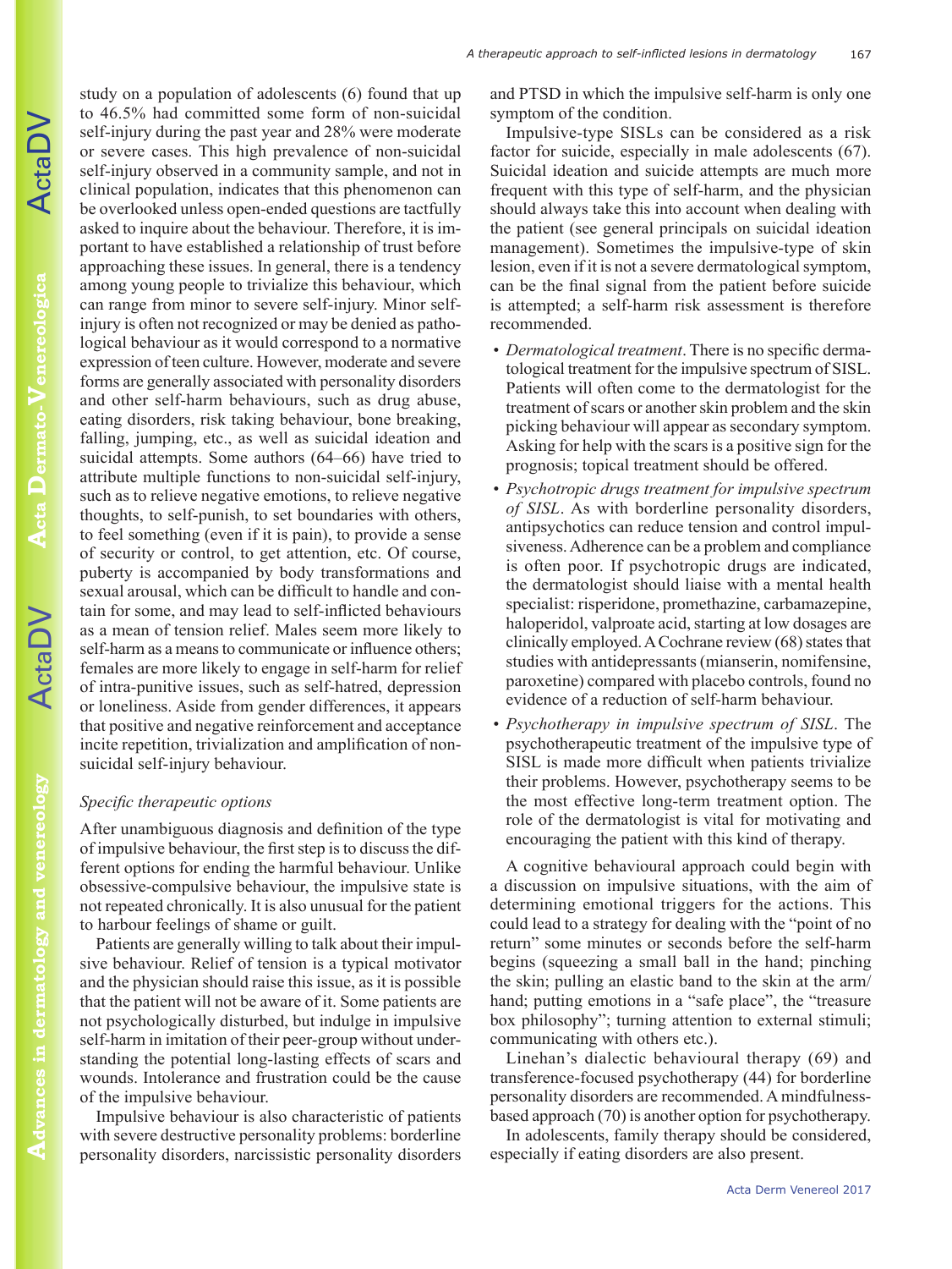study on a population of adolescents (6) found that up to 46.5% had committed some form of non-suicidal self-injury during the past year and 28% were moderate or severe cases. This high prevalence of non-suicidal self-injury observed in a community sample, and not in clinical population, indicates that this phenomenon can be overlooked unless open-ended questions are tactfully asked to inquire about the behaviour. Therefore, it is important to have established a relationship of trust before approaching these issues. In general, there is a tendency among young people to trivialize this behaviour, which can range from minor to severe self-injury. Minor self-injury is often not recognized or may be denied as pathological behaviour as it would correspond to a normative expression of teen culture. However, moderate and severe forms are generally associated with personality disorders and other self-harm behaviours, such as drug abuse, eating disorders, risk taking behaviour, bone breaking, falling, jumping, etc., as well as suicidal ideation and suicidal attempts. Some authors (64–66) have tried to attribute multiple functions to non-suicidal self-injury, such as to relieve negative emotions, to relieve negative thoughts, to self-punish, to set boundaries with others, to feel something (even if it is pain), to provide a sense of security or control, to get attention, etc. Of course, puberty is accompanied by body transformations and sexual arousal, which can be difficult to handle and contain for some, and may lead to self-inflicted behaviours as a mean of tension relief. Males seem more likely to self-harm as a means to communicate or influence others; females are more likely to engage in self-harm for relief of intra-punitive issues, such as self-hatred, depression or loneliness. Aside from gender differences, it appears that positive and negative reinforcement and acceptance incite repetition, trivialization and amplification of non-suicidal self-injury behaviour.

### *Specific therapeutic options*

After unambiguous diagnosis and definition of the type of impulsive behaviour, the first step is to discuss the different options for ending the harmful behaviour. Unlike obsessive-compulsive behaviour, the impulsive state is not repeated chronically. It is also unusual for the patient to harbour feelings of shame or guilt.

Patients are generally willing to talk about their impulsive behaviour. Relief of tension is a typical motivator and the physician should raise this issue, as it is possible that the patient will not be aware of it. Some patients are not psychologically disturbed, but indulge in impulsive self-harm in imitation of their peer-group without understanding the potential long-lasting effects of scars and wounds. Intolerance and frustration could be the cause of the impulsive behaviour.

Impulsive behaviour is also characteristic of patients with severe destructive personality problems: borderline personality disorders, narcissistic personality disorders and PTSD in which the impulsive self-harm is only one symptom of the condition.

Impulsive-type SISLs can be considered as a risk factor for suicide, especially in male adolescents (67). Suicidal ideation and suicide attempts are much more frequent with this type of self-harm, and the physician should always take this into account when dealing with the patient (see general principals on suicidal ideation management). Sometimes the impulsive-type of skin lesion, even if it is not a severe dermatological symptom, can be the final signal from the patient before suicide is attempted; a self-harm risk assessment is therefore recommended.

- *Dermatological treatment*. There is no specific dermatological treatment for the impulsive spectrum of SISL. Patients will often come to the dermatologist for the treatment of scars or another skin problem and the skin picking behaviour will appear as secondary symptom. Asking for help with the scars is a positive sign for the prognosis; topical treatment should be offered.
- *Psychotropic drugs treatment for impulsive spectrum of SISL*. As with borderline personality disorders, antipsychotics can reduce tension and control impulsiveness. Adherence can be a problem and compliance is often poor. If psychotropic drugs are indicated, the dermatologist should liaise with a mental health specialist: risperidone, promethazine, carbamazepine, haloperidol, valproate acid, starting at low dosages are clinically employed. A Cochrane review (68) states that studies with antidepressants (mianserin, nomifensine, paroxetine) compared with placebo controls, found no evidence of a reduction of self-harm behaviour.
- *Psychotherapy in impulsive spectrum of SISL*. The psychotherapeutic treatment of the impulsive type of SISL is made more difficult when patients trivialize their problems. However, psychotherapy seems to be the most effective long-term treatment option. The role of the dermatologist is vital for motivating and encouraging the patient with this kind of therapy.

A cognitive behavioural approach could begin with a discussion on impulsive situations, with the aim of determining emotional triggers for the actions. This could lead to a strategy for dealing with the "point of no return" some minutes or seconds before the self-harm begins (squeezing a small ball in the hand; pinching the skin; pulling an elastic band to the skin at the arm/hand; putting emotions in a "safe place", the "treasure box philosophy"; turning attention to external stimuli; communicating with others etc.).

Linehan's dialectic behavioural therapy (69) and transference-focused psychotherapy (44) for borderline personality disorders are recommended. A mindfulness-based approach (70) is another option for psychotherapy.

In adolescents, family therapy should be considered, especially if eating disorders are also present.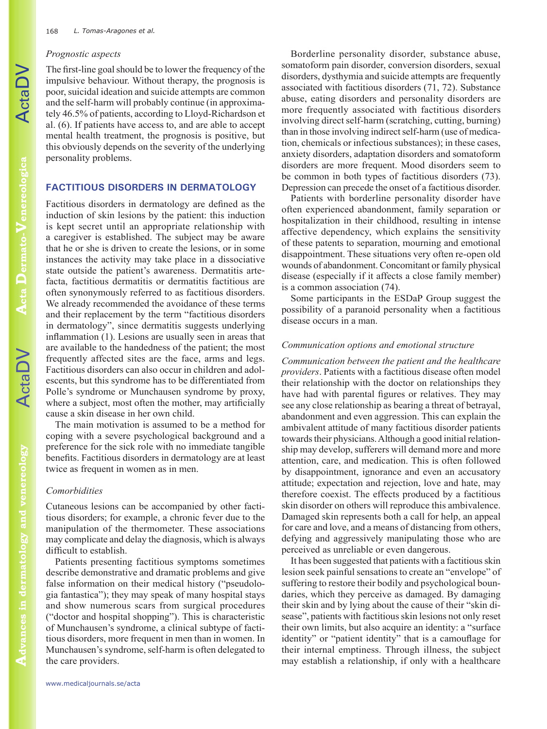### Prognostic aspects

The first-line goal should be to lower the frequency of the impulsive behaviour. Without therapy, the prognosis is poor, suicidal ideation and suicide attempts are common and the self-harm will probably continue (in approximately 46.5% of patients, according to Lloyd-Richardson et al. (6). If patients have access to, and are able to accept mental health treatment, the prognosis is positive, but this obviously depends on the severity of the underlying personality problems.

## FACTITIOUS DISORDERS IN DERMATOLOGY

Factitious disorders in dermatology are defined as the induction of skin lesions by the patient: this induction is kept secret until an appropriate relationship with a caregiver is established. The subject may be aware that he or she is driven to create the lesions, or in some instances the activity may take place in a dissociative state outside the patient's awareness. Dermatitis artefacta, factitious dermatitis or dermatitis factitious are often synonymously referred to as factitious disorders. We already recommended the avoidance of these terms and their replacement by the term "factitious disorders in dermatology", since dermatitis suggests underlying inflammation (1). Lesions are usually seen in areas that are available to the handedness of the patient; the most frequently affected sites are the face, arms and legs. Factitious disorders can also occur in children and adolescents, but this syndrome has to be differentiated from Polle's syndrome or Munchausen syndrome by proxy, where a subject, most often the mother, may artificially cause a skin disease in her own child.

The main motivation is assumed to be a method for coping with a severe psychological background and a preference for the sick role with no immediate tangible benefits. Factitious disorders in dermatology are at least twice as frequent in women as in men.

### Comorbidities

Cutaneous lesions can be accompanied by other factitious disorders; for example, a chronic fever due to the manipulation of the thermometer. These associations may complicate and delay the diagnosis, which is always difficult to establish.

Patients presenting factitious symptoms sometimes describe demonstrative and dramatic problems and give false information on their medical history ("pseudologia fantastica"); they may speak of many hospital stays and show numerous scars from surgical procedures ("doctor and hospital shopping"). This is characteristic of Munchausen's syndrome, a clinical subtype of factitious disorders, more frequent in men than in women. In Munchausen's syndrome, self-harm is often delegated to the care providers.

Borderline personality disorder, substance abuse, somatoform pain disorder, conversion disorders, sexual disorders, dysthymia and suicide attempts are frequently associated with factitious disorders (71, 72). Substance abuse, eating disorders and personality disorders are more frequently associated with factitious disorders involving direct self-harm (scratching, cutting, burning) than in those involving indirect self-harm (use of medication, chemicals or infectious substances); in these cases, anxiety disorders, adaptation disorders and somatoform disorders are more frequent. Mood disorders seem to be common in both types of factitious disorders (73). Depression can precede the onset of a factitious disorder.

Patients with borderline personality disorder have often experienced abandonment, family separation or hospitalization in their childhood, resulting in intense affective dependency, which explains the sensitivity of these patents to separation, mourning and emotional disappointment. These situations very often re-open old wounds of abandonment. Concomitant or family physical disease (especially if it affects a close family member) is a common association (74).

Some participants in the ESDaP Group suggest the possibility of a paranoid personality when a factitious disease occurs in a man.

### Communication options and emotional structure

*Communication between the patient and the healthcare providers*. Patients with a factitious disease often model their relationship with the doctor on relationships they have had with parental figures or relatives. They may see any close relationship as bearing a threat of betrayal, abandonment and even aggression. This can explain the ambivalent attitude of many factitious disorder patients towards their physicians. Although a good initial relationship may develop, sufferers will demand more and more attention, care, and medication. This is often followed by disappointment, ignorance and even an accusatory attitude; expectation and rejection, love and hate, may therefore coexist. The effects produced by a factitious skin disorder on others will reproduce this ambivalence. Damaged skin represents both a call for help, an appeal for care and love, and a means of distancing from others, defying and aggressively manipulating those who are perceived as unreliable or even dangerous.

It has been suggested that patients with a factitious skin lesion seek painful sensations to create an "envelope" of suffering to restore their bodily and psychological boundaries, which they perceive as damaged. By damaging their skin and by lying about the cause of their "skin disease", patients with factitious skin lesions not only reset their own limits, but also acquire an identity: a "surface identity" or "patient identity" that is a camouflage for their internal emptiness. Through illness, the subject may establish a relationship, if only with a healthcare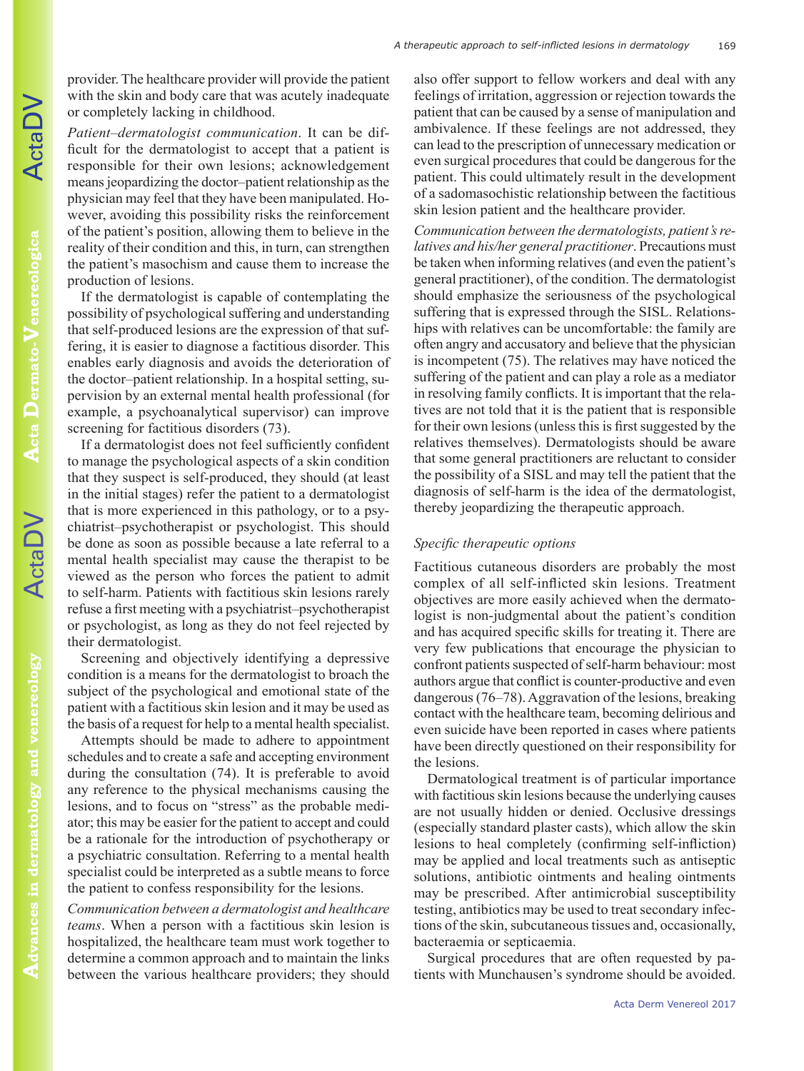provider. The healthcare provider will provide the patient with the skin and body care that was acutely inadequate or completely lacking in childhood.

*Patient–dermatologist communication*. It can be difficult for the dermatologist to accept that a patient is responsible for their own lesions; acknowledgement means jeopardizing the doctor–patient relationship as the physician may feel that they have been manipulated. However, avoiding this possibility risks the reinforcement of the patient's position, allowing them to believe in the reality of their condition and this, in turn, can strengthen the patient's masochism and cause them to increase the production of lesions.

If the dermatologist is capable of contemplating the possibility of psychological suffering and understanding that self-produced lesions are the expression of that suffering, it is easier to diagnose a factitious disorder. This enables early diagnosis and avoids the deterioration of the doctor–patient relationship. In a hospital setting, supervision by an external mental health professional (for example, a psychoanalytical supervisor) can improve screening for factitious disorders (73).

If a dermatologist does not feel sufficiently confident to manage the psychological aspects of a skin condition that they suspect is self-produced, they should (at least in the initial stages) refer the patient to a dermatologist that is more experienced in this pathology, or to a psychiatrist–psychotherapist or psychologist. This should be done as soon as possible because a late referral to a mental health specialist may cause the therapist to be viewed as the person who forces the patient to admit to self-harm. Patients with factitious skin lesions rarely refuse a first meeting with a psychiatrist–psychotherapist or psychologist, as long as they do not feel rejected by their dermatologist.

Screening and objectively identifying a depressive condition is a means for the dermatologist to broach the subject of the psychological and emotional state of the patient with a factitious skin lesion and it may be used as the basis of a request for help to a mental health specialist.

Attempts should be made to adhere to appointment schedules and to create a safe and accepting environment during the consultation (74). It is preferable to avoid any reference to the physical mechanisms causing the lesions, and to focus on "stress" as the probable mediator; this may be easier for the patient to accept and could be a rationale for the introduction of psychotherapy or a psychiatric consultation. Referring to a mental health specialist could be interpreted as a subtle means to force the patient to confess responsibility for the lesions.

*Communication between a dermatologist and healthcare teams*. When a person with a factitious skin lesion is hospitalized, the healthcare team must work together to determine a common approach and to maintain the links between the various healthcare providers; they should also offer support to fellow workers and deal with any feelings of irritation, aggression or rejection towards the patient that can be caused by a sense of manipulation and ambivalence. If these feelings are not addressed, they can lead to the prescription of unnecessary medication or even surgical procedures that could be dangerous for the patient. This could ultimately result in the development of a sadomasochistic relationship between the factitious skin lesion patient and the healthcare provider.

*Communication between the dermatologists, patient's relatives and his/her general practitioner*. Precautions must be taken when informing relatives (and even the patient's general practitioner), of the condition. The dermatologist should emphasize the seriousness of the psychological suffering that is expressed through the SISL. Relationships with relatives can be uncomfortable: the family are often angry and accusatory and believe that the physician is incompetent (75). The relatives may have noticed the suffering of the patient and can play a role as a mediator in resolving family conflicts. It is important that the relatives are not told that it is the patient that is responsible for their own lesions (unless this is first suggested by the relatives themselves). Dermatologists should be aware that some general practitioners are reluctant to consider the possibility of a SISL and may tell the patient that the diagnosis of self-harm is the idea of the dermatologist, thereby jeopardizing the therapeutic approach.

### *Specific therapeutic options*

Factitious cutaneous disorders are probably the most complex of all self-inflicted skin lesions. Treatment objectives are more easily achieved when the dermatologist is non-judgmental about the patient's condition and has acquired specific skills for treating it. There are very few publications that encourage the physician to confront patients suspected of self-harm behaviour: most authors argue that conflict is counter-productive and even dangerous (76–78). Aggravation of the lesions, breaking contact with the healthcare team, becoming delirious and even suicide have been reported in cases where patients have been directly questioned on their responsibility for the lesions.

Dermatological treatment is of particular importance with factitious skin lesions because the underlying causes are not usually hidden or denied. Occlusive dressings (especially standard plaster casts), which allow the skin lesions to heal completely (confirming self-infliction) may be applied and local treatments such as antiseptic solutions, antibiotic ointments and healing ointments may be prescribed. After antimicrobial susceptibility testing, antibiotics may be used to treat secondary infections of the skin, subcutaneous tissues and, occasionally, bacteraemia or septicaemia.

Surgical procedures that are often requested by patients with Munchausen's syndrome should be avoided.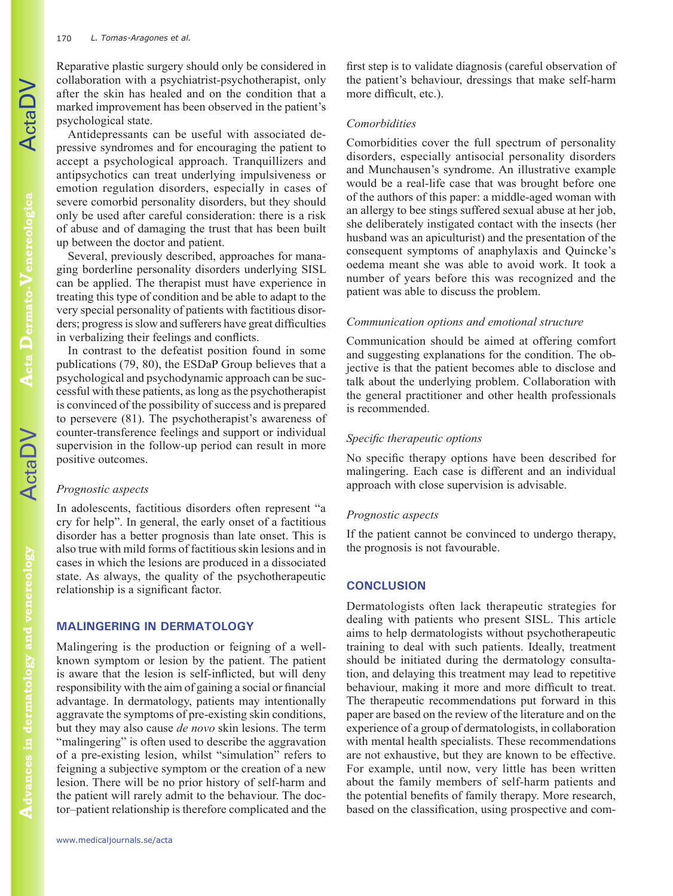Reparative plastic surgery should only be considered in collaboration with a psychiatrist-psychotherapist, only after the skin has healed and on the condition that a marked improvement has been observed in the patient's psychological state.

Antidepressants can be useful with associated depressive syndromes and for encouraging the patient to accept a psychological approach. Tranquillizers and antipsychotics can treat underlying impulsiveness or emotion regulation disorders, especially in cases of severe comorbid personality disorders, but they should only be used after careful consideration: there is a risk of abuse and of damaging the trust that has been built up between the doctor and patient.

Several, previously described, approaches for managing borderline personality disorders underlying SISL can be applied. The therapist must have experience in treating this type of condition and be able to adapt to the very special personality of patients with factitious disorders; progress is slow and sufferers have great difficulties in verbalizing their feelings and conflicts.

In contrast to the defeatist position found in some publications (79, 80), the ESDaP Group believes that a psychological and psychodynamic approach can be successful with these patients, as long as the psychotherapist is convinced of the possibility of success and is prepared to persevere (81). The psychotherapist's awareness of counter-transference feelings and support or individual supervision in the follow-up period can result in more positive outcomes.

*Prognostic aspects*

In adolescents, factitious disorders often represent "a cry for help". In general, the early onset of a factitious disorder has a better prognosis than late onset. This is also true with mild forms of factitious skin lesions and in cases in which the lesions are produced in a dissociated state. As always, the quality of the psychotherapeutic relationship is a significant factor.

## MALINGERING IN DERMATOLOGY

Malingering is the production or feigning of a well-known symptom or lesion by the patient. The patient is aware that the lesion is self-inflicted, but will deny responsibility with the aim of gaining a social or financial advantage. In dermatology, patients may intentionally aggravate the symptoms of pre-existing skin conditions, but they may also cause *de novo* skin lesions. The term "malingering" is often used to describe the aggravation of a pre-existing lesion, whilst "simulation" refers to feigning a subjective symptom or the creation of a new lesion. There will be no prior history of self-harm and the patient will rarely admit to the behaviour. The doctor–patient relationship is therefore complicated and the first step is to validate diagnosis (careful observation of the patient's behaviour, dressings that make self-harm more difficult, etc.).

*Comorbidities*

Comorbidities cover the full spectrum of personality disorders, especially antisocial personality disorders and Munchausen's syndrome. An illustrative example would be a real-life case that was brought before one of the authors of this paper: a middle-aged woman with an allergy to bee stings suffered sexual abuse at her job, she deliberately instigated contact with the insects (her husband was an apiculturist) and the presentation of the consequent symptoms of anaphylaxis and Quincke's oedema meant she was able to avoid work. It took a number of years before this was recognized and the patient was able to discuss the problem.

*Communication options and emotional structure*

Communication should be aimed at offering comfort and suggesting explanations for the condition. The objective is that the patient becomes able to disclose and talk about the underlying problem. Collaboration with the general practitioner and other health professionals is recommended.

*Specific therapeutic options*

No specific therapy options have been described for malingering. Each case is different and an individual approach with close supervision is advisable.

*Prognostic aspects*

If the patient cannot be convinced to undergo therapy, the prognosis is not favourable.

## CONCLUSION

Dermatologists often lack therapeutic strategies for dealing with patients who present SISL. This article aims to help dermatologists without psychotherapeutic training to deal with such patients. Ideally, treatment should be initiated during the dermatology consultation, and delaying this treatment may lead to repetitive behaviour, making it more and more difficult to treat. The therapeutic recommendations put forward in this paper are based on the review of the literature and on the experience of a group of dermatologists, in collaboration with mental health specialists. These recommendations are not exhaustive, but they are known to be effective. For example, until now, very little has been written about the family members of self-harm patients and the potential benefits of family therapy. More research, based on the classification, using prospective and com-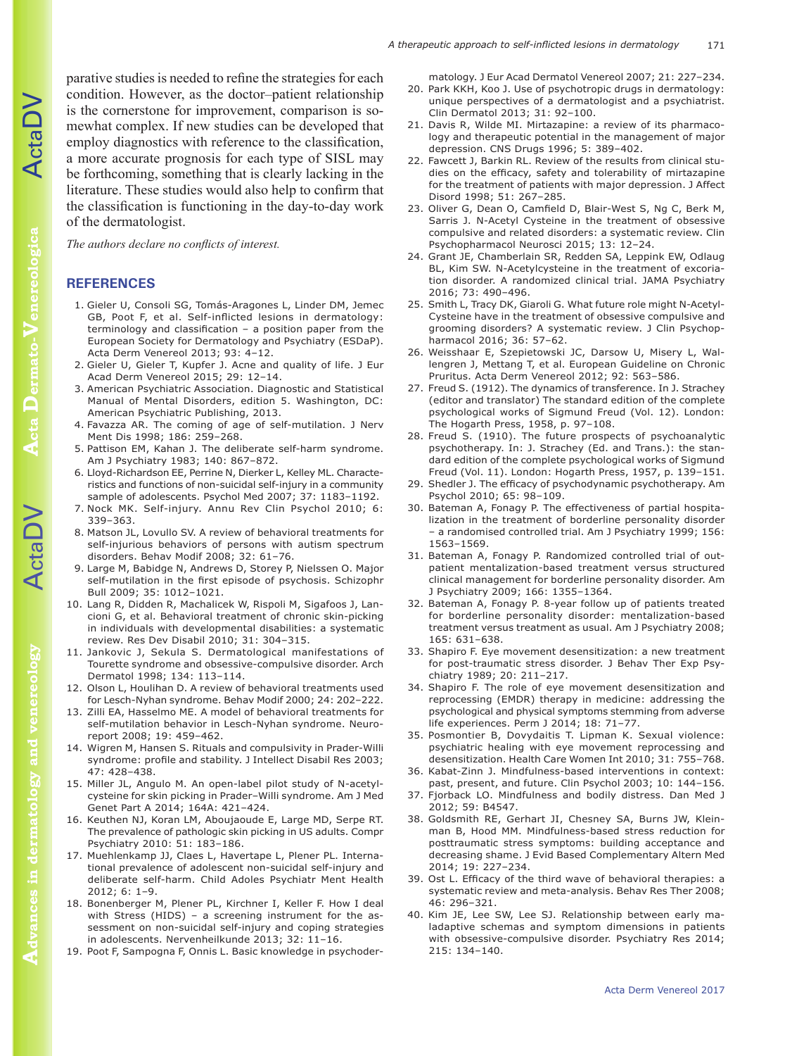parative studies is needed to refine the strategies for each condition. However, as the doctor–patient relationship is the cornerstone for improvement, comparison is somewhat complex. If new studies can be developed that employ diagnostics with reference to the classification, a more accurate prognosis for each type of SISL may be forthcoming, something that is clearly lacking in the literature. These studies would also help to confirm that the classification is functioning in the day-to-day work of the dermatologist.

*The authors declare no conflicts of interest.*

## REFERENCES

1. Gieler U, Consoli SG, Tomás-Aragones L, Linder DM, Jemec GB, Poot F, et al. Self-inflicted lesions in dermatology: terminology and classification – a position paper from the European Society for Dermatology and Psychiatry (ESDaP). Acta Derm Venereol 2013; 93: 4–12.
2. Gieler U, Gieler T, Kupfer J. Acne and quality of life. J Eur Acad Derm Venereol 2015; 29: 12–14.
3. American Psychiatric Association. Diagnostic and Statistical Manual of Mental Disorders, edition 5. Washington, DC: American Psychiatric Publishing, 2013.
4. Favazza AR. The coming of age of self-mutilation. J Nerv Ment Dis 1998; 186: 259–268.
5. Pattison EM, Kahan J. The deliberate self-harm syndrome. Am J Psychiatry 1983; 140: 867–872.
6. Lloyd-Richardson EE, Perrine N, Dierker L, Kelley ML. Characteristics and functions of non-suicidal self-injury in a community sample of adolescents. Psychol Med 2007; 37: 1183–1192.
7. Nock MK. Self-injury. Annu Rev Clin Psychol 2010; 6: 339–363.
8. Matson JL, Lovullo SV. A review of behavioral treatments for self-injurious behaviors of persons with autism spectrum disorders. Behav Modif 2008; 32: 61–76.
9. Large M, Babidge N, Andrews D, Storey P, Nielssen O. Major self-mutilation in the first episode of psychosis. Schizophr Bull 2009; 35: 1012–1021.
10. Lang R, Didden R, Machalicek W, Rispoli M, Sigafoos J, Lancioni G, et al. Behavioral treatment of chronic skin-picking in individuals with developmental disabilities: a systematic review. Res Dev Disabil 2010; 31: 304–315.
11. Jankovic J, Sekula S. Dermatological manifestations of Tourette syndrome and obsessive-compulsive disorder. Arch Dermatol 1998; 134: 113–114.
12. Olson L, Houlihan D. A review of behavioral treatments used for Lesch-Nyhan syndrome. Behav Modif 2000; 24: 202–222.
13. Zilli EA, Hasselmo ME. A model of behavioral treatments for self-mutilation behavior in Lesch-Nyhan syndrome. Neuroreport 2008; 19: 459–462.
14. Wigren M, Hansen S. Rituals and compulsivity in Prader-Willi syndrome: profile and stability. J Intellect Disabil Res 2003; 47: 428–438.
15. Miller JL, Angulo M. An open-label pilot study of N-acetylcysteine for skin picking in Prader–Willi syndrome. Am J Med Genet Part A 2014; 164A: 421–424.
16. Keuthen NJ, Koran LM, Aboujaoude E, Large MD, Serpe RT. The prevalence of pathologic skin picking in US adults. Compr Psychiatry 2010: 51: 183–186.
17. Muehlenkamp JJ, Claes L, Havertape L, Plener PL. International prevalence of adolescent non-suicidal self-injury and deliberate self-harm. Child Adoles Psychiatr Ment Health 2012; 6: 1–9.
18. Bonenberger M, Plener PL, Kirchner I, Keller F. How I deal with Stress (HIDS) – a screening instrument for the assessment on non-suicidal self-injury and coping strategies in adolescents. Nervenheilkunde 2013; 32: 11–16.
19. Poot F, Sampogna F, Onnis L. Basic knowledge in psychodermatology. J Eur Acad Dermatol Venereol 2007; 21: 227–234.
20. Park KKH, Koo J. Use of psychotropic drugs in dermatology: unique perspectives of a dermatologist and a psychiatrist. Clin Dermatol 2013; 31: 92–100.
21. Davis R, Wilde MI. Mirtazapine: a review of its pharmacology and therapeutic potential in the management of major depression. CNS Drugs 1996; 5: 389–402.
22. Fawcett J, Barkin RL. Review of the results from clinical studies on the efficacy, safety and tolerability of mirtazapine for the treatment of patients with major depression. J Affect Disord 1998; 51: 267–285.
23. Oliver G, Dean O, Camfield D, Blair-West S, Ng C, Berk M, Sarris J. N-Acetyl Cysteine in the treatment of obsessive compulsive and related disorders: a systematic review. Clin Psychopharmacol Neurosci 2015; 13: 12–24.
24. Grant JE, Chamberlain SR, Redden SA, Leppink EW, Odlaug BL, Kim SW. N-Acetylcysteine in the treatment of excoriation disorder. A randomized clinical trial. JAMA Psychiatry 2016; 73: 490–496.
25. Smith L, Tracy DK, Giaroli G. What future role might N-Acetyl-Cysteine have in the treatment of obsessive compulsive and grooming disorders? A systematic review. J Clin Psychopharmacol 2016; 36: 57–62.
26. Weisshaar E, Szepietowski JC, Darsow U, Misery L, Wallengren J, Mettang T, et al. European Guideline on Chronic Pruritus. Acta Derm Venereol 2012; 92: 563–586.
27. Freud S. (1912). The dynamics of transference. In J. Strachey (editor and translator) The standard edition of the complete psychological works of Sigmund Freud (Vol. 12). London: The Hogarth Press, 1958, p. 97–108.
28. Freud S. (1910). The future prospects of psychoanalytic psychotherapy. In: J. Strachey (Ed. and Trans.): the standard edition of the complete psychological works of Sigmund Freud (Vol. 11). London: Hogarth Press, 1957, p. 139–151.
29. Shedler J. The efficacy of psychodynamic psychotherapy. Am Psychol 2010; 65: 98–109.
30. Bateman A, Fonagy P. The effectiveness of partial hospitalization in the treatment of borderline personality disorder – a randomised controlled trial. Am J Psychiatry 1999; 156: 1563–1569.
31. Bateman A, Fonagy P. Randomized controlled trial of outpatient mentalization-based treatment versus structured clinical management for borderline personality disorder. Am J Psychiatry 2009; 166: 1355–1364.
32. Bateman A, Fonagy P. 8-year follow up of patients treated for borderline personality disorder: mentalization-based treatment versus treatment as usual. Am J Psychiatry 2008; 165: 631–638.
33. Shapiro F. Eye movement desensitization: a new treatment for post-traumatic stress disorder. J Behav Ther Exp Psychiatry 1989; 20: 211–217.
34. Shapiro F. The role of eye movement desensitization and reprocessing (EMDR) therapy in medicine: addressing the psychological and physical symptoms stemming from adverse life experiences. Perm J 2014; 18: 71–77.
35. Posmontier B, Dovydaitis T. Lipman K. Sexual violence: psychiatric healing with eye movement reprocessing and desensitization. Health Care Women Int 2010; 31: 755–768.
36. Kabat-Zinn J. Mindfulness-based interventions in context: past, present, and future. Clin Psychol 2003; 10: 144–156.
37. Fjorback LO. Mindfulness and bodily distress. Dan Med J 2012; 59: B4547.
38. Goldsmith RE, Gerhart JI, Chesney SA, Burns JW, Kleinman B, Hood MM. Mindfulness-based stress reduction for posttraumatic stress symptoms: building acceptance and decreasing shame. J Evid Based Complementary Altern Med 2014; 19: 227–234.
39. Ost L. Efficacy of the third wave of behavioral therapies: a systematic review and meta-analysis. Behav Res Ther 2008; 46: 296–321.
40. Kim JE, Lee SW, Lee SJ. Relationship between early maladaptive schemas and symptom dimensions in patients with obsessive-compulsive disorder. Psychiatry Res 2014; 215: 134–140.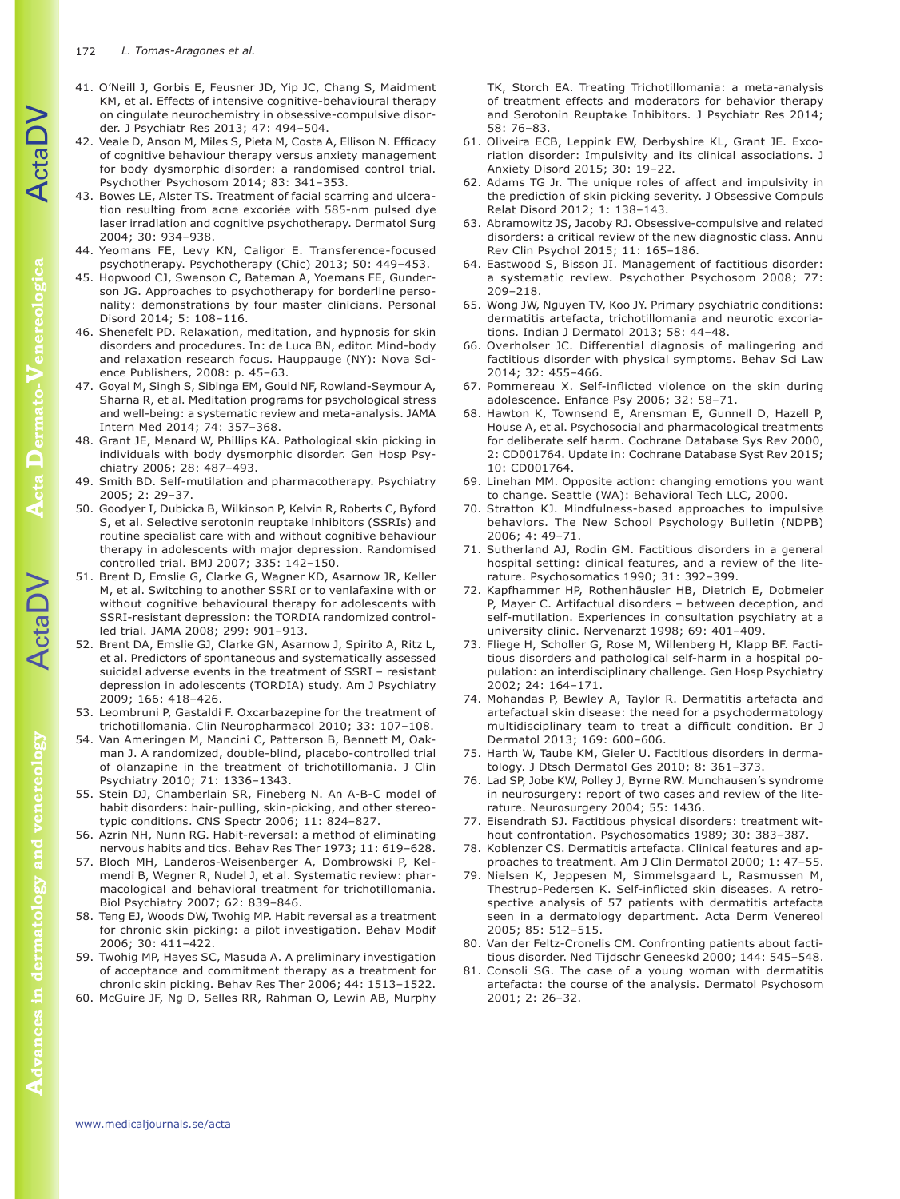41. O'Neill J, Gorbis E, Feusner JD, Yip JC, Chang S, Maidment KM, et al. Effects of intensive cognitive-behavioural therapy on cingulate neurochemistry in obsessive-compulsive disorder. J Psychiatr Res 2013; 47: 494–504.
42. Veale D, Anson M, Miles S, Pieta M, Costa A, Ellison N. Efficacy of cognitive behaviour therapy versus anxiety management for body dysmorphic disorder: a randomised control trial. Psychother Psychosom 2014; 83: 341–353.
43. Bowes LE, Alster TS. Treatment of facial scarring and ulceration resulting from acne excoriée with 585-nm pulsed dye laser irradiation and cognitive psychotherapy. Dermatol Surg 2004; 30: 934–938.
44. Yeomans FE, Levy KN, Caligor E. Transference-focused psychotherapy. Psychotherapy (Chic) 2013; 50: 449–453.
45. Hopwood CJ, Swenson C, Bateman A, Yeomans FE, Gunderson JG. Approaches to psychotherapy for borderline personality: demonstrations by four master clinicians. Personal Disord 2014; 5: 108–116.
46. Shenefelt PD. Relaxation, meditation, and hypnosis for skin disorders and procedures. In: de Luca BN, editor. Mind-body and relaxation research focus. Hauppauge (NY): Nova Science Publishers, 2008: p. 45–63.
47. Goyal M, Singh S, Sibinga EM, Gould NF, Rowland-Seymour A, Sharna R, et al. Meditation programs for psychological stress and well-being: a systematic review and meta-analysis. JAMA Intern Med 2014; 74: 357–368.
48. Grant JE, Menard W, Phillips KA. Pathological skin picking in individuals with body dysmorphic disorder. Gen Hosp Psychiatry 2006; 28: 487–493.
49. Smith BD. Self-mutilation and pharmacotherapy. Psychiatry 2005; 2: 29–37.
50. Goodyer I, Dubicka B, Wilkinson P, Kelvin R, Roberts C, Byford S, et al. Selective serotonin reuptake inhibitors (SSRIs) and routine specialist care with and without cognitive behaviour therapy in adolescents with major depression. Randomised controlled trial. BMJ 2007; 335: 142–150.
51. Brent D, Emslie G, Clarke G, Wagner KD, Asarnow JR, Keller M, et al. Switching to another SSRI or to venlafaxine with or without cognitive behavioural therapy for adolescents with SSRI-resistant depression: the TORDIA randomized controlled trial. JAMA 2008; 299: 901–913.
52. Brent DA, Emslie GJ, Clarke GN, Asarnow J, Spirito A, Ritz L, et al. Predictors of spontaneous and systematically assessed suicidal adverse events in the treatment of SSRI – resistant depression in adolescents (TORDIA) study. Am J Psychiatry 2009; 166: 418–426.
53. Leombruni P, Gastaldi F. Oxcarbazepine for the treatment of trichotillomania. Clin Neuropharmacol 2010; 33: 107–108.
54. Van Ameringen M, Mancini C, Patterson B, Bennett M, Oakman J. A randomized, double-blind, placebo-controlled trial of olanzapine in the treatment of trichotillomania. J Clin Psychiatry 2010; 71: 1336–1343.
55. Stein DJ, Chamberlain SR, Fineberg N. An A-B-C model of habit disorders: hair-pulling, skin-picking, and other stereotypic conditions. CNS Spectr 2006; 11: 824–827.
56. Azrin NH, Nunn RG. Habit-reversal: a method of eliminating nervous habits and tics. Behav Res Ther 1973; 11: 619–628.
57. Bloch MH, Landeros-Weisenberger A, Dombrowski P, Kelmendi B, Wegner R, Nudel J, et al. Systematic review: pharmacological and behavioral treatment for trichotillomania. Biol Psychiatry 2007; 62: 839–846.
58. Teng EJ, Woods DW, Twohig MP. Habit reversal as a treatment for chronic skin picking: a pilot investigation. Behav Modif 2006; 30: 411–422.
59. Twohig MP, Hayes SC, Masuda A. A preliminary investigation of acceptance and commitment therapy as a treatment for chronic skin picking. Behav Res Ther 2006; 44: 1513–1522.
60. McGuire JF, Ng D, Selles RR, Rahman O, Lewin AB, Murphy TK, Storch EA. Treating Trichotillomania: a meta-analysis of treatment effects and moderators for behavior therapy and Serotonin Reuptake Inhibitors. J Psychiatr Res 2014; 58: 76–83.
61. Oliveira ECB, Leppink EW, Derbyshire KL, Grant JE. Excoriation disorder: Impulsivity and its clinical associations. J Anxiety Disord 2015; 30: 19–22.
62. Adams TG Jr. The unique roles of affect and impulsivity in the prediction of skin picking severity. J Obsessive Compuls Relat Disord 2012; 1: 138–143.
63. Abramowitz JS, Jacoby RJ. Obsessive-compulsive and related disorders: a critical review of the new diagnostic class. Annu Rev Clin Psychol 2015; 11: 165–186.
64. Eastwood S, Bisson JI. Management of factitious disorder: a systematic review. Psychother Psychosom 2008; 77: 209–218.
65. Wong JW, Nguyen TV, Koo JY. Primary psychiatric conditions: dermatitis artefacta, trichotillomania and neurotic excoriations. Indian J Dermatol 2013; 58: 44–48.
66. Overholser JC. Differential diagnosis of malingering and factitious disorder with physical symptoms. Behav Sci Law 2014; 32: 455–466.
67. Pommereau X. Self-inflicted violence on the skin during adolescence. Enfance Psy 2006; 32: 58–71.
68. Hawton K, Townsend E, Arensman E, Gunnell D, Hazell P, House A, et al. Psychosocial and pharmacological treatments for deliberate self harm. Cochrane Database Sys Rev 2000, 2: CD001764. Update in: Cochrane Database Syst Rev 2015; 10: CD001764.
69. Linehan MM. Opposite action: changing emotions you want to change. Seattle (WA): Behavioral Tech LLC, 2000.
70. Stratton KJ. Mindfulness-based approaches to impulsive behaviors. The New School Psychology Bulletin (NDPB) 2006; 4: 49–71.
71. Sutherland AJ, Rodin GM. Factitious disorders in a general hospital setting: clinical features, and a review of the literature. Psychosomatics 1990; 31: 392–399.
72. Kapfhammer HP, Rothenhäusler HB, Dietrich E, Dobmeier P, Mayer C. Artifactual disorders – between deception, and self-mutilation. Experiences in consultation psychiatry at a university clinic. Nervenarzt 1998; 69: 401–409.
73. Fliege H, Scholler G, Rose M, Willenberg H, Klapp BF. Factitious disorders and pathological self-harm in a hospital population: an interdisciplinary challenge. Gen Hosp Psychiatry 2002; 24: 164–171.
74. Mohandas P, Bewley A, Taylor R. Dermatitis artefacta and artefactual skin disease: the need for a psychodermatology multidisciplinary team to treat a difficult condition. Br J Dermatol 2013; 169: 600–606.
75. Harth W, Taube KM, Gieler U. Factitious disorders in dermatology. J Dtsch Dermatol Ges 2010; 8: 361–373.
76. Lad SP, Jobe KW, Polley J, Byrne RW. Munchausen's syndrome in neurosurgery: report of two cases and review of the literature. Neurosurgery 2004; 55: 1436.
77. Eisendrath SJ. Factitious physical disorders: treatment without confrontation. Psychosomatics 1989; 30: 383–387.
78. Koblenzer CS. Dermatitis artefacta. Clinical features and approaches to treatment. Am J Clin Dermatol 2000; 1: 47–55.
79. Nielsen K, Jeppesen M, Simmelsgaard L, Rasmussen M, Thestrup-Pedersen K. Self-inflicted skin diseases. A retrospective analysis of 57 patients with dermatitis artefacta seen in a dermatology department. Acta Derm Venereol 2005; 85: 512–515.
80. Van der Feltz-Cronelis CM. Confronting patients about factitious disorder. Ned Tijdschr Geneeskd 2000; 144: 545–548.
81. Consoli SG. The case of a young woman with dermatitis artefacta: the course of the analysis. Dermatol Psychosom 2001; 2: 26–32.